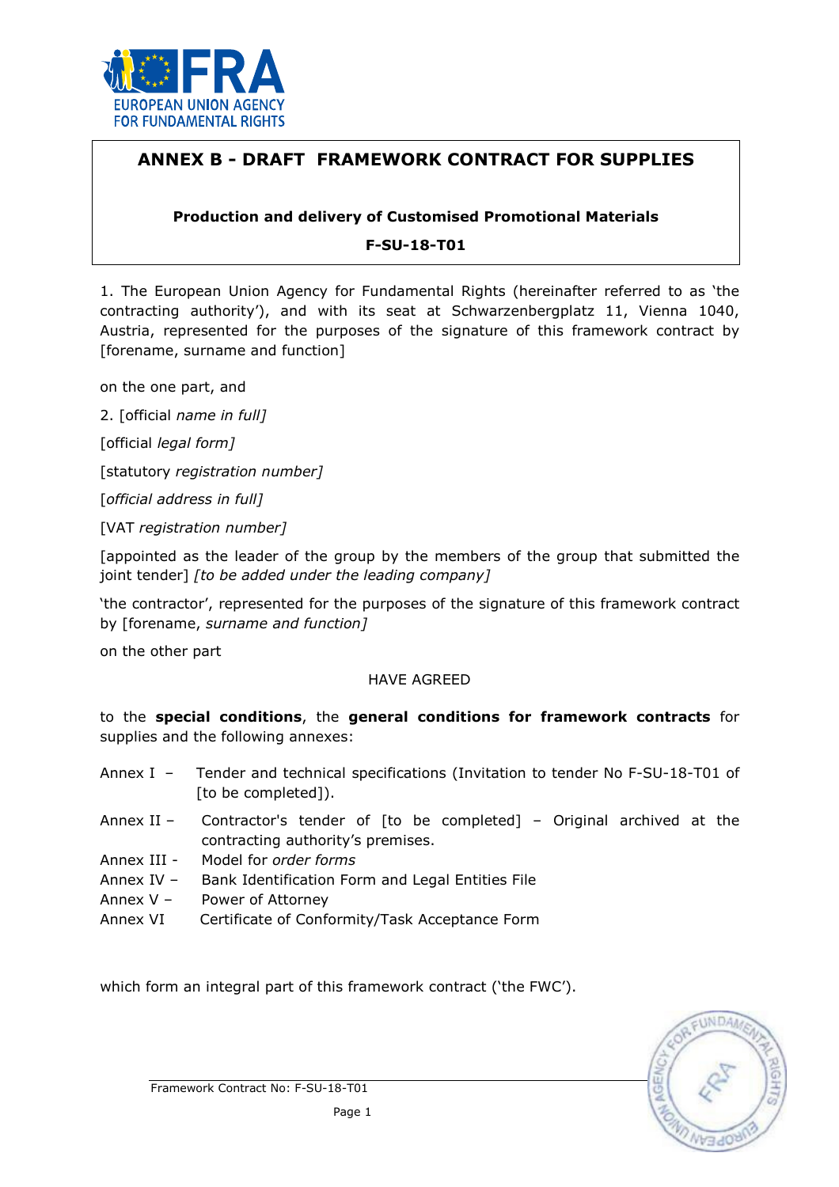# ANNEX B - DRAFT FRAMEWORK CONTRACT FOR SUPPLIES

**Production and delivery of Customised Promotional Materials**

**F-SU-18-T01**

1. The European Union Agency for Fundamental Rights (hereinafter referred to as 'the contracting authority'), and with its seat at Schwarzenbergplatz 11, Vienna 1040, Austria, represented for the purposes of the signature of this framework contract by [forename, surname and function]

on the one part, and

2. [official *name in full]*

[official *legal form]*

[statutory *registration number]*

[*official address in full]*

[VAT *registration number]*

[appointed as the leader of the group by the members of the group that submitted the joint tender] *[to be added under the leading company]*

'the contractor', represented for the purposes of the signature of this framework contract by [forename, *surname and function]*

on the other part

HAVE AGREED

to the **special conditions**, the **general conditions for framework contracts** for supplies and the following annexes:

- Annex I – Tender and technical specifications (Invitation to tender No F-SU-18-T01 of [to be completed]).
- Annex II – Contractor's tender of [to be completed] – Original archived at the contracting authority's premises.
- Annex III - Model for *order forms*
- Annex IV – Bank Identification Form and Legal Entities File
- Annex V – Power of Attorney
- Annex VI Certificate of Conformity/Task Acceptance Form

which form an integral part of this framework contract ('the FWC').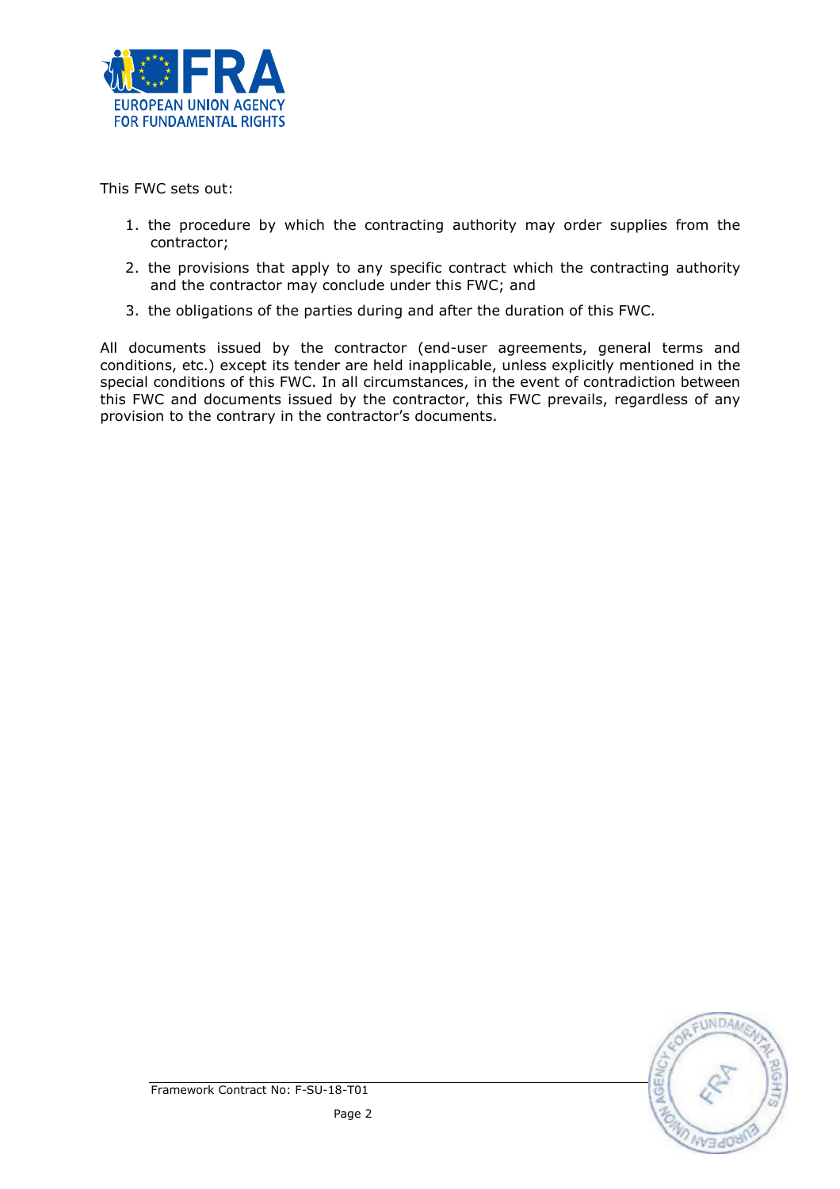This FWC sets out:

1. the procedure by which the contracting authority may order supplies from the contractor;
2. the provisions that apply to any specific contract which the contracting authority and the contractor may conclude under this FWC; and
3. the obligations of the parties during and after the duration of this FWC.

All documents issued by the contractor (end-user agreements, general terms and conditions, etc.) except its tender are held inapplicable, unless explicitly mentioned in the special conditions of this FWC. In all circumstances, in the event of contradiction between this FWC and documents issued by the contractor, this FWC prevails, regardless of any provision to the contrary in the contractor's documents.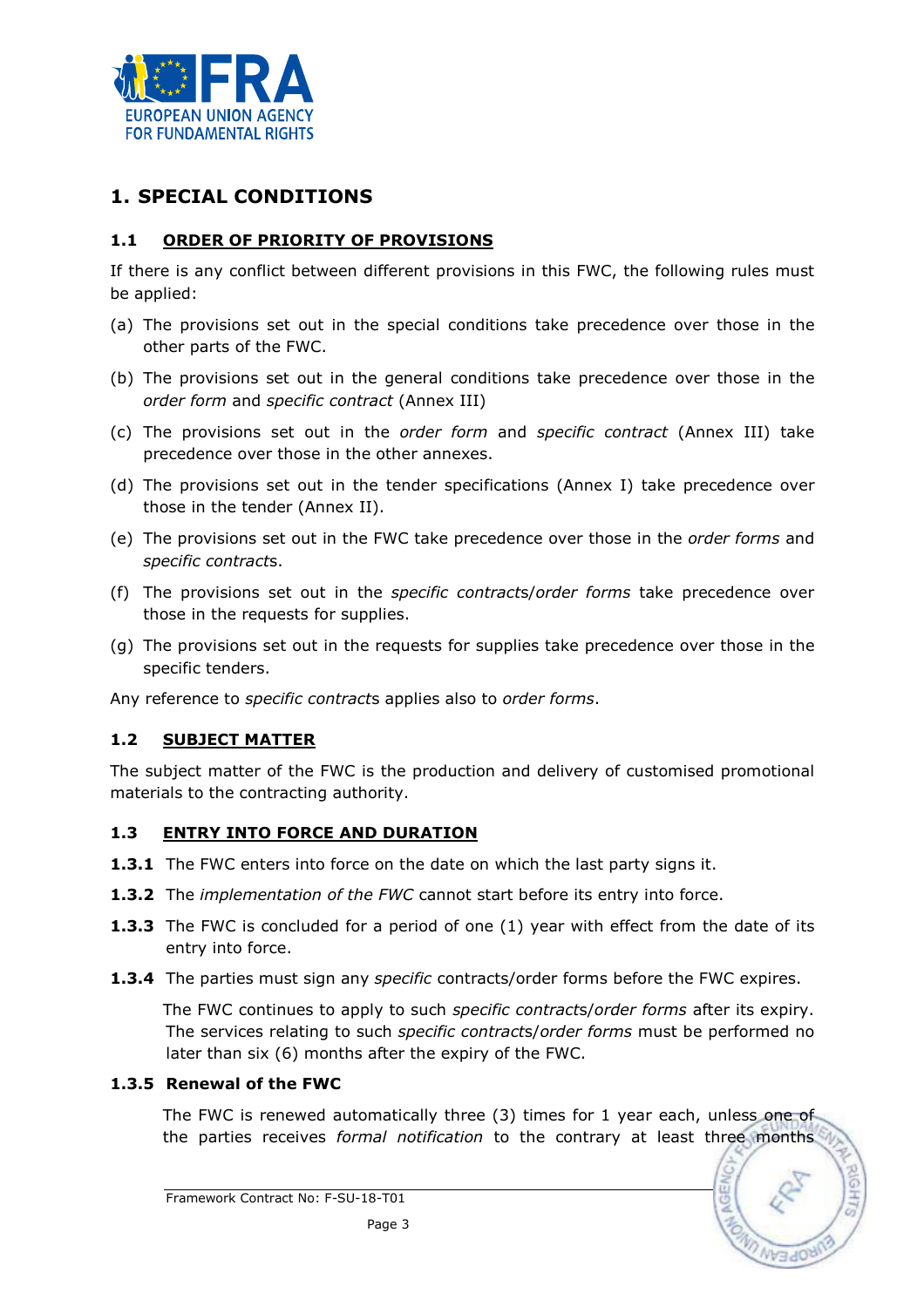# 1. SPECIAL CONDITIONS

## 1.1 ORDER OF PRIORITY OF PROVISIONS

If there is any conflict between different provisions in this FWC, the following rules must be applied:

(a) The provisions set out in the special conditions take precedence over those in the other parts of the FWC.

(b) The provisions set out in the general conditions take precedence over those in the *order form* and *specific contract* (Annex III)

(c) The provisions set out in the *order form* and *specific contract* (Annex III) take precedence over those in the other annexes.

(d) The provisions set out in the tender specifications (Annex I) take precedence over those in the tender (Annex II).

(e) The provisions set out in the FWC take precedence over those in the *order forms* and *specific contract*s.

(f) The provisions set out in the *specific contract*s/*order forms* take precedence over those in the requests for supplies.

(g) The provisions set out in the requests for supplies take precedence over those in the specific tenders.

Any reference to *specific contract*s applies also to *order forms*.

## 1.2 SUBJECT MATTER

The subject matter of the FWC is the production and delivery of customised promotional materials to the contracting authority.

## 1.3 ENTRY INTO FORCE AND DURATION

**1.3.1** The FWC enters into force on the date on which the last party signs it.

**1.3.2** The *implementation of the FWC* cannot start before its entry into force.

**1.3.3** The FWC is concluded for a period of one (1) year with effect from the date of its entry into force.

**1.3.4** The parties must sign any *specific* contracts/order forms before the FWC expires.

The FWC continues to apply to such *specific contract*s/*order forms* after its expiry. The services relating to such *specific contract*s/*order forms* must be performed no later than six (6) months after the expiry of the FWC.

**1.3.5 Renewal of the FWC**

The FWC is renewed automatically three (3) times for 1 year each, unless one of the parties receives *formal notification* to the contrary at least three months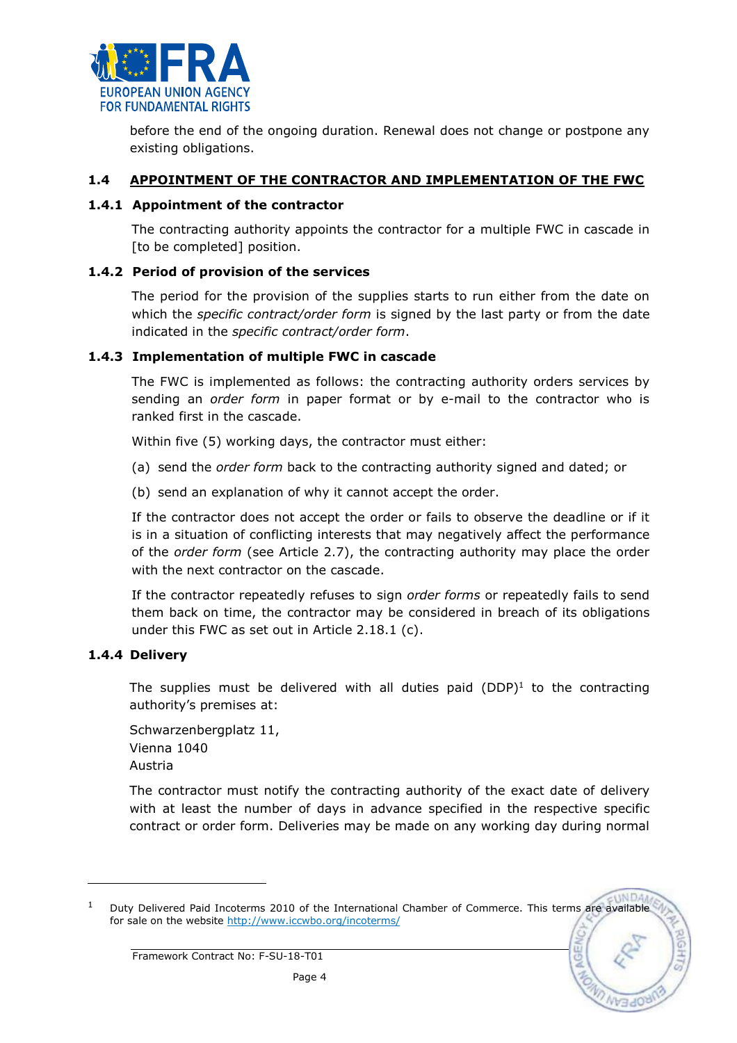before the end of the ongoing duration. Renewal does not change or postpone any existing obligations.

## 1.4 APPOINTMENT OF THE CONTRACTOR AND IMPLEMENTATION OF THE FWC

### 1.4.1 Appointment of the contractor

The contracting authority appoints the contractor for a multiple FWC in cascade in [to be completed] position.

### 1.4.2 Period of provision of the services

The period for the provision of the supplies starts to run either from the date on which the *specific contract/order form* is signed by the last party or from the date indicated in the *specific contract/order form*.

### 1.4.3 Implementation of multiple FWC in cascade

The FWC is implemented as follows: the contracting authority orders services by sending an *order form* in paper format or by e-mail to the contractor who is ranked first in the cascade.

Within five (5) working days, the contractor must either:

(a) send the *order form* back to the contracting authority signed and dated; or

(b) send an explanation of why it cannot accept the order.

If the contractor does not accept the order or fails to observe the deadline or if it is in a situation of conflicting interests that may negatively affect the performance of the *order form* (see Article 2.7), the contracting authority may place the order with the next contractor on the cascade.

If the contractor repeatedly refuses to sign *order forms* or repeatedly fails to send them back on time, the contractor may be considered in breach of its obligations under this FWC as set out in Article 2.18.1 (c).

### 1.4.4 Delivery

The supplies must be delivered with all duties paid (DDP)[1] to the contracting authority's premises at:

Schwarzenbergplatz 11,
Vienna 1040
Austria

The contractor must notify the contracting authority of the exact date of delivery with at least the number of days in advance specified in the respective specific contract or order form. Deliveries may be made on any working day during normal

---

[1] Duty Delivered Paid Incoterms 2010 of the International Chamber of Commerce. This terms are available for sale on the website http://www.iccwbo.org/incoterms/

Framework Contract No: F-SU-18-T01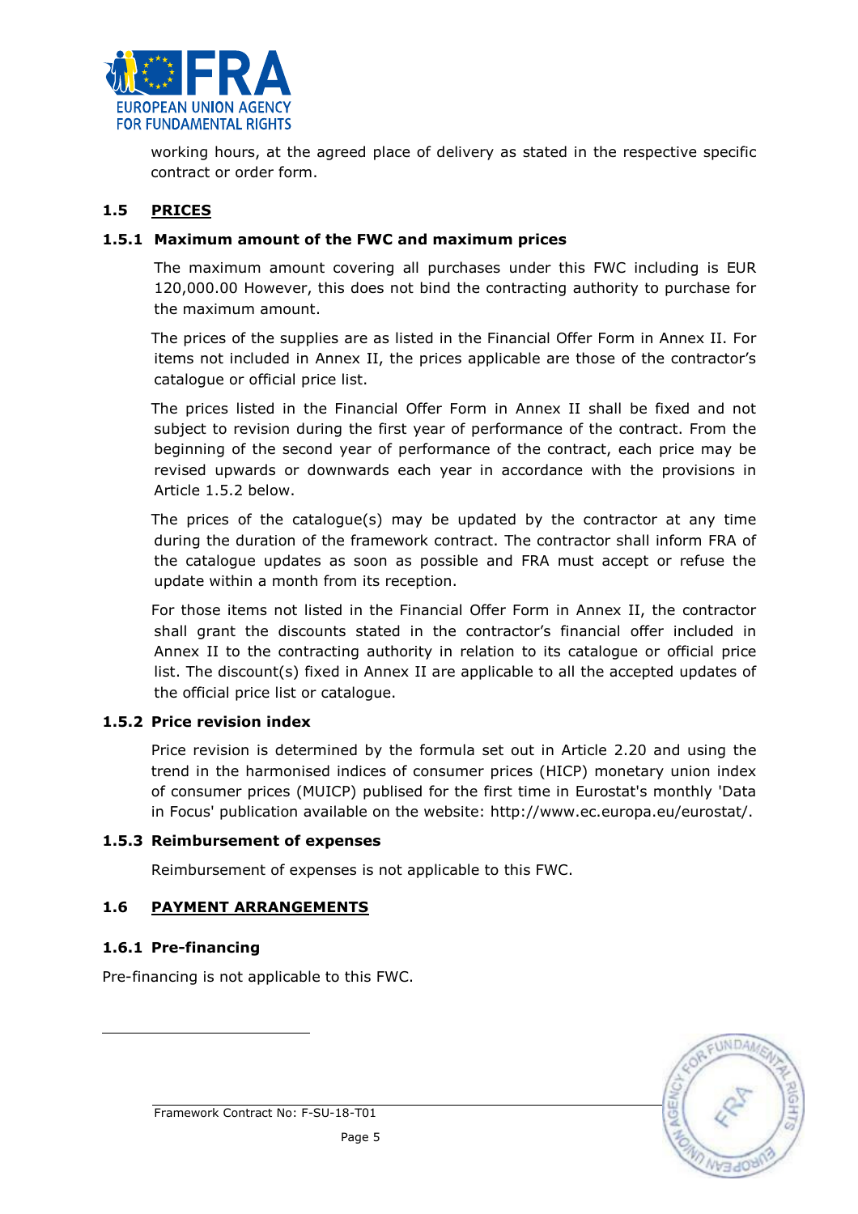working hours, at the agreed place of delivery as stated in the respective specific contract or order form.

## 1.5 PRICES

### 1.5.1 Maximum amount of the FWC and maximum prices

The maximum amount covering all purchases under this FWC including is EUR 120,000.00 However, this does not bind the contracting authority to purchase for the maximum amount.

The prices of the supplies are as listed in the Financial Offer Form in Annex II. For items not included in Annex II, the prices applicable are those of the contractor's catalogue or official price list.

The prices listed in the Financial Offer Form in Annex II shall be fixed and not subject to revision during the first year of performance of the contract. From the beginning of the second year of performance of the contract, each price may be revised upwards or downwards each year in accordance with the provisions in Article 1.5.2 below.

The prices of the catalogue(s) may be updated by the contractor at any time during the duration of the framework contract. The contractor shall inform FRA of the catalogue updates as soon as possible and FRA must accept or refuse the update within a month from its reception.

For those items not listed in the Financial Offer Form in Annex II, the contractor shall grant the discounts stated in the contractor's financial offer included in Annex II to the contracting authority in relation to its catalogue or official price list. The discount(s) fixed in Annex II are applicable to all the accepted updates of the official price list or catalogue.

### 1.5.2 Price revision index

Price revision is determined by the formula set out in Article 2.20 and using the trend in the harmonised indices of consumer prices (HICP) monetary union index of consumer prices (MUICP) publised for the first time in Eurostat's monthly 'Data in Focus' publication available on the website: http://www.ec.europa.eu/eurostat/.

### 1.5.3 Reimbursement of expenses

Reimbursement of expenses is not applicable to this FWC.

## 1.6 PAYMENT ARRANGEMENTS

### 1.6.1 Pre-financing

Pre-financing is not applicable to this FWC.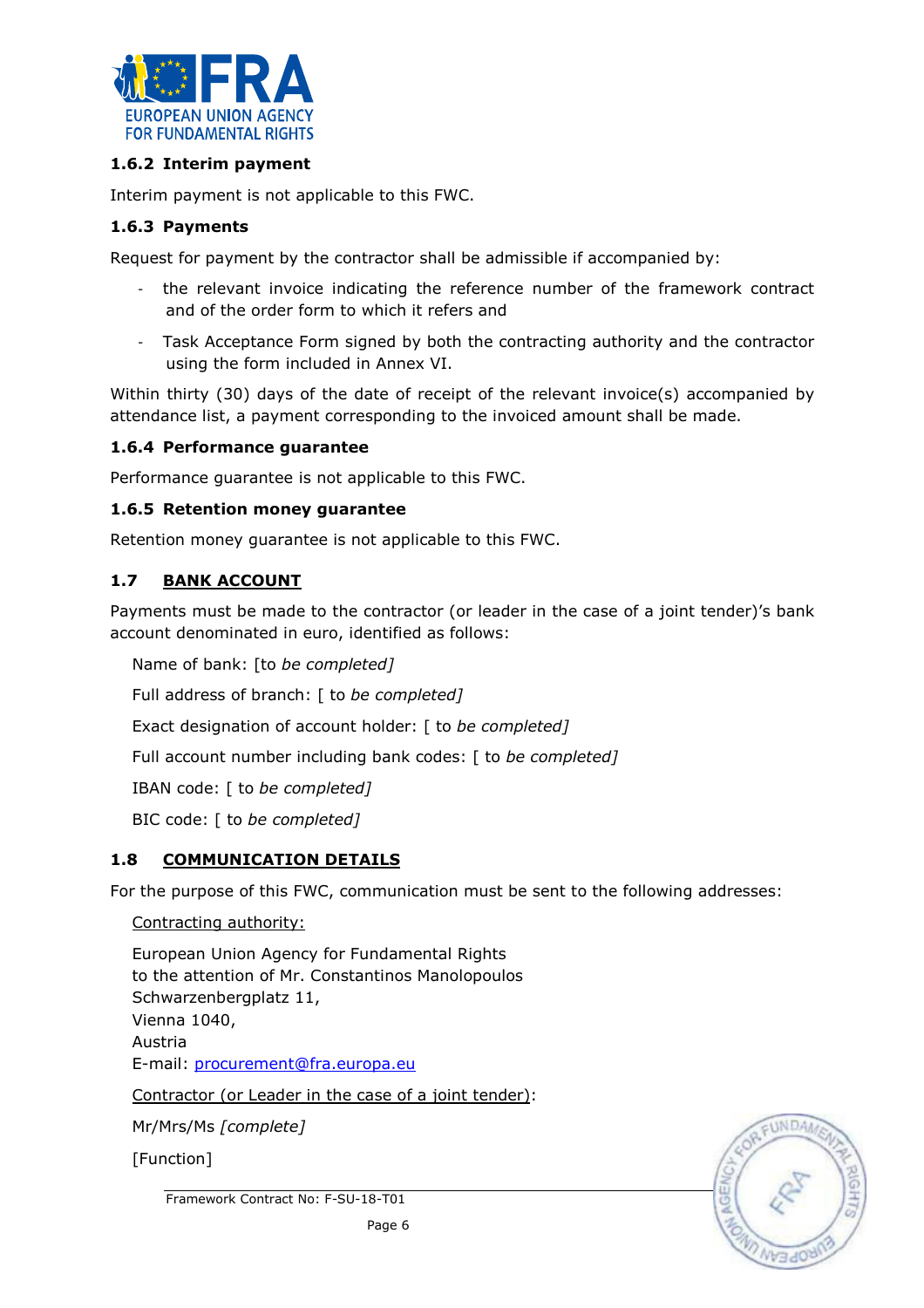### 1.6.2 Interim payment

Interim payment is not applicable to this FWC.

### 1.6.3 Payments

Request for payment by the contractor shall be admissible if accompanied by:

- the relevant invoice indicating the reference number of the framework contract and of the order form to which it refers and
- Task Acceptance Form signed by both the contracting authority and the contractor using the form included in Annex VI.

Within thirty (30) days of the date of receipt of the relevant invoice(s) accompanied by attendance list, a payment corresponding to the invoiced amount shall be made.

### 1.6.4 Performance guarantee

Performance guarantee is not applicable to this FWC.

### 1.6.5 Retention money guarantee

Retention money guarantee is not applicable to this FWC.

## 1.7 BANK ACCOUNT

Payments must be made to the contractor (or leader in the case of a joint tender)'s bank account denominated in euro, identified as follows:

Name of bank: [to *be completed]*

Full address of branch: [ to *be completed]*

Exact designation of account holder: [ to *be completed]*

Full account number including bank codes: [ to *be completed]*

IBAN code: [ to *be completed]*

BIC code: [ to *be completed]*

## 1.8 COMMUNICATION DETAILS

For the purpose of this FWC, communication must be sent to the following addresses:

Contracting authority:

European Union Agency for Fundamental Rights
to the attention of Mr. Constantinos Manolopoulos
Schwarzenbergplatz 11,
Vienna 1040,
Austria
E-mail: procurement@fra.europa.eu

Contractor (or Leader in the case of a joint tender):

Mr/Mrs/Ms *[complete]*

[Function]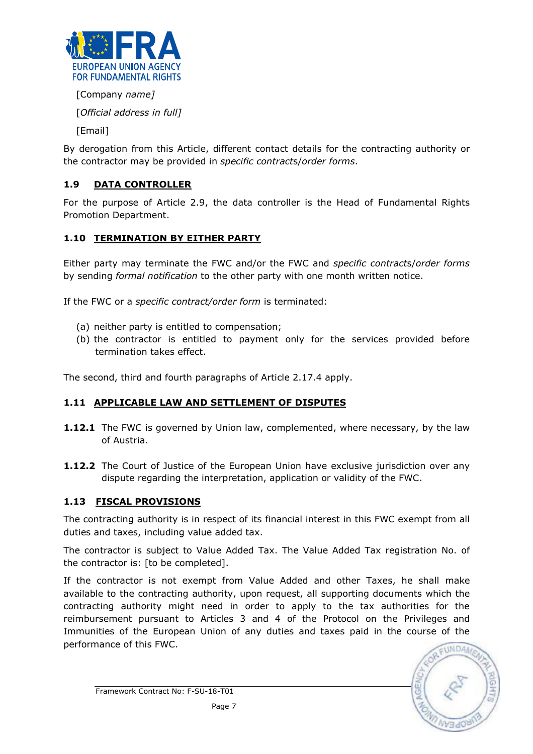[Company *name]*

[*Official address in full]*

[Email]

By derogation from this Article, different contact details for the contracting authority or the contractor may be provided in *specific contracts/order forms*.

## 1.9 DATA CONTROLLER

For the purpose of Article 2.9, the data controller is the Head of Fundamental Rights Promotion Department.

## 1.10 TERMINATION BY EITHER PARTY

Either party may terminate the FWC and/or the FWC and *specific contracts/order forms* by sending *formal notification* to the other party with one month written notice.

If the FWC or a *specific contract/order form* is terminated:

(a) neither party is entitled to compensation;
(b) the contractor is entitled to payment only for the services provided before termination takes effect.

The second, third and fourth paragraphs of Article 2.17.4 apply.

## 1.11 APPLICABLE LAW AND SETTLEMENT OF DISPUTES

**1.12.1** The FWC is governed by Union law, complemented, where necessary, by the law of Austria.

**1.12.2** The Court of Justice of the European Union have exclusive jurisdiction over any dispute regarding the interpretation, application or validity of the FWC.

## 1.13 FISCAL PROVISIONS

The contracting authority is in respect of its financial interest in this FWC exempt from all duties and taxes, including value added tax.

The contractor is subject to Value Added Tax. The Value Added Tax registration No. of the contractor is: [to be completed].

If the contractor is not exempt from Value Added and other Taxes, he shall make available to the contracting authority, upon request, all supporting documents which the contracting authority might need in order to apply to the tax authorities for the reimbursement pursuant to Articles 3 and 4 of the Protocol on the Privileges and Immunities of the European Union of any duties and taxes paid in the course of the performance of this FWC.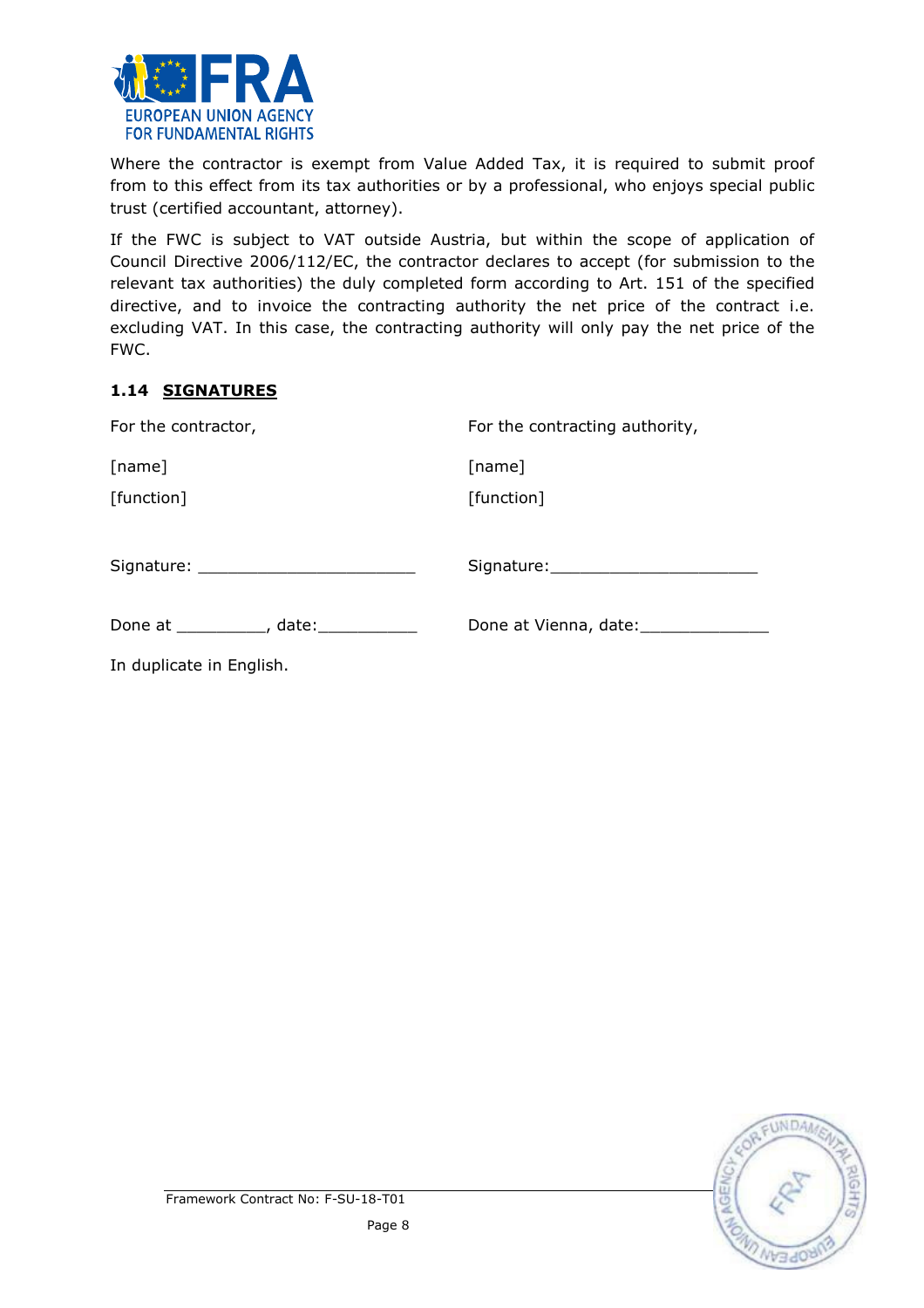Where the contractor is exempt from Value Added Tax, it is required to submit proof from to this effect from its tax authorities or by a professional, who enjoys special public trust (certified accountant, attorney).

If the FWC is subject to VAT outside Austria, but within the scope of application of Council Directive 2006/112/EC, the contractor declares to accept (for submission to the relevant tax authorities) the duly completed form according to Art. 151 of the specified directive, and to invoice the contracting authority the net price of the contract i.e. excluding VAT. In this case, the contracting authority will only pay the net price of the FWC.

### 1.14 SIGNATURES

| For the contractor, | For the contracting authority, |
|---|---|
| [name] | [name] |
| [function] | [function] |
| Signature: ______________________ | Signature: _____________________ |
| Done at _________, date: __________ | Done at Vienna, date: _____________ |

In duplicate in English.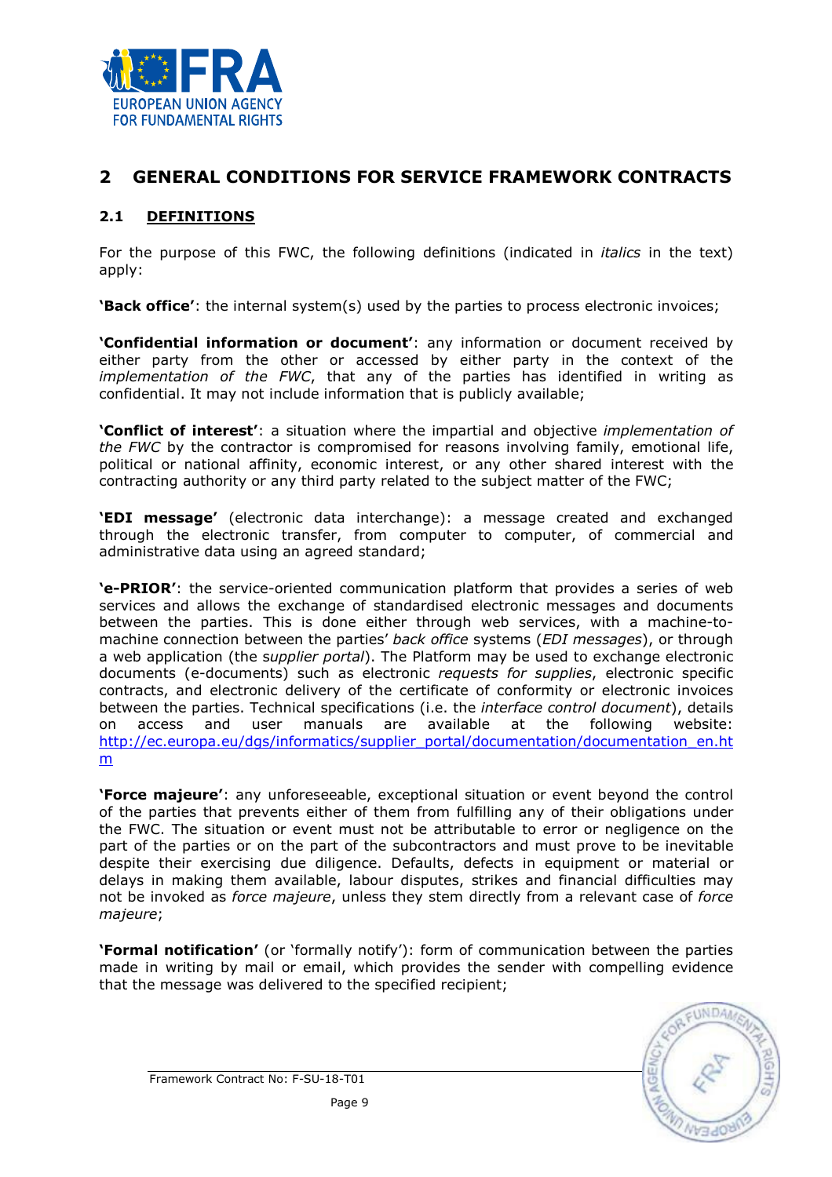## 2 GENERAL CONDITIONS FOR SERVICE FRAMEWORK CONTRACTS

### 2.1 DEFINITIONS

For the purpose of this FWC, the following definitions (indicated in *italics* in the text) apply:

**'Back office'**: the internal system(s) used by the parties to process electronic invoices;

**'Confidential information or document'**: any information or document received by either party from the other or accessed by either party in the context of the *implementation of the FWC*, that any of the parties has identified in writing as confidential. It may not include information that is publicly available;

**'Conflict of interest'**: a situation where the impartial and objective *implementation of the FWC* by the contractor is compromised for reasons involving family, emotional life, political or national affinity, economic interest, or any other shared interest with the contracting authority or any third party related to the subject matter of the FWC;

**'EDI message'** (electronic data interchange): a message created and exchanged through the electronic transfer, from computer to computer, of commercial and administrative data using an agreed standard;

**'e-PRIOR'**: the service-oriented communication platform that provides a series of web services and allows the exchange of standardised electronic messages and documents between the parties. This is done either through web services, with a machine-to-machine connection between the parties' *back office* systems (*EDI messages*), or through a web application (the s*upplier portal*). The Platform may be used to exchange electronic documents (e-documents) such as electronic *requests for supplies*, electronic specific contracts, and electronic delivery of the certificate of conformity or electronic invoices between the parties. Technical specifications (i.e. the *interface control document*), details on access and user manuals are available at the following website: http://ec.europa.eu/dgs/informatics/supplier_portal/documentation/documentation_en.htm

**'Force majeure'**: any unforeseeable, exceptional situation or event beyond the control of the parties that prevents either of them from fulfilling any of their obligations under the FWC. The situation or event must not be attributable to error or negligence on the part of the parties or on the part of the subcontractors and must prove to be inevitable despite their exercising due diligence. Defaults, defects in equipment or material or delays in making them available, labour disputes, strikes and financial difficulties may not be invoked as *force majeure*, unless they stem directly from a relevant case of *force majeure*;

**'Formal notification'** (or 'formally notify'): form of communication between the parties made in writing by mail or email, which provides the sender with compelling evidence that the message was delivered to the specified recipient;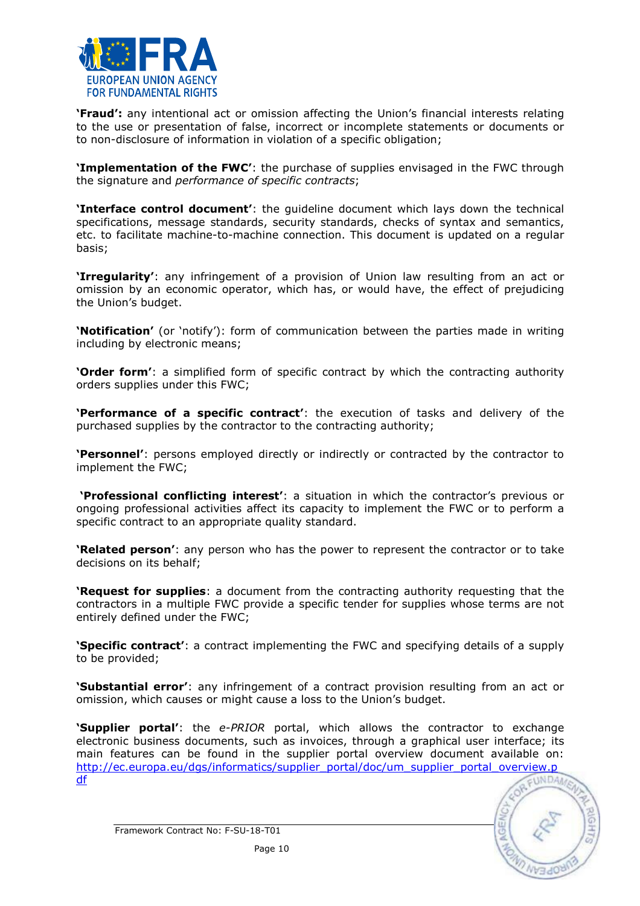**'Fraud':** any intentional act or omission affecting the Union's financial interests relating to the use or presentation of false, incorrect or incomplete statements or documents or to non-disclosure of information in violation of a specific obligation;

**'Implementation of the FWC'**: the purchase of supplies envisaged in the FWC through the signature and *performance of specific contracts*;

**'Interface control document'**: the guideline document which lays down the technical specifications, message standards, security standards, checks of syntax and semantics, etc. to facilitate machine-to-machine connection. This document is updated on a regular basis;

**'Irregularity'**: any infringement of a provision of Union law resulting from an act or omission by an economic operator, which has, or would have, the effect of prejudicing the Union's budget.

**'Notification'** (or 'notify'): form of communication between the parties made in writing including by electronic means;

**'Order form'**: a simplified form of specific contract by which the contracting authority orders supplies under this FWC;

**'Performance of a specific contract'**: the execution of tasks and delivery of the purchased supplies by the contractor to the contracting authority;

**'Personnel'**: persons employed directly or indirectly or contracted by the contractor to implement the FWC;

**'Professional conflicting interest'**: a situation in which the contractor's previous or ongoing professional activities affect its capacity to implement the FWC or to perform a specific contract to an appropriate quality standard.

**'Related person'**: any person who has the power to represent the contractor or to take decisions on its behalf;

**'Request for supplies**: a document from the contracting authority requesting that the contractors in a multiple FWC provide a specific tender for supplies whose terms are not entirely defined under the FWC;

**'Specific contract'**: a contract implementing the FWC and specifying details of a supply to be provided;

**'Substantial error'**: any infringement of a contract provision resulting from an act or omission, which causes or might cause a loss to the Union's budget.

**'Supplier portal'**: the *e-PRIOR* portal, which allows the contractor to exchange electronic business documents, such as invoices, through a graphical user interface; its main features can be found in the supplier portal overview document available on: http://ec.europa.eu/dgs/informatics/supplier_portal/doc/um_supplier_portal_overview.pdf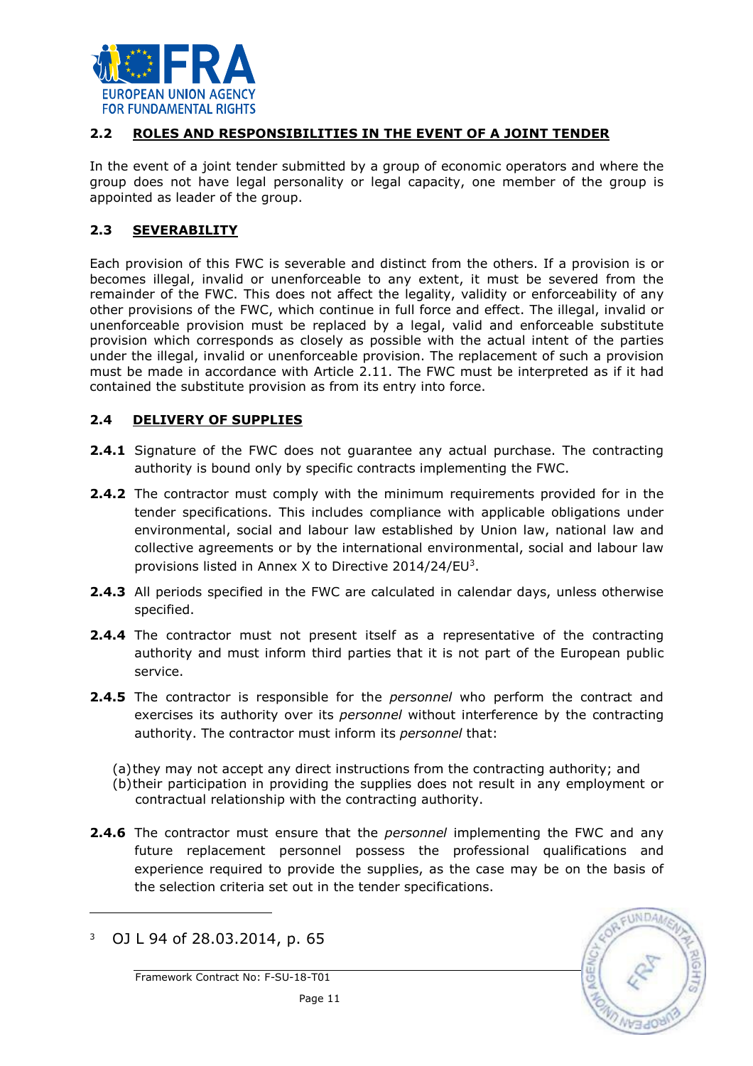## 2.2 ROLES AND RESPONSIBILITIES IN THE EVENT OF A JOINT TENDER

In the event of a joint tender submitted by a group of economic operators and where the group does not have legal personality or legal capacity, one member of the group is appointed as leader of the group.

## 2.3 SEVERABILITY

Each provision of this FWC is severable and distinct from the others. If a provision is or becomes illegal, invalid or unenforceable to any extent, it must be severed from the remainder of the FWC. This does not affect the legality, validity or enforceability of any other provisions of the FWC, which continue in full force and effect. The illegal, invalid or unenforceable provision must be replaced by a legal, valid and enforceable substitute provision which corresponds as closely as possible with the actual intent of the parties under the illegal, invalid or unenforceable provision. The replacement of such a provision must be made in accordance with Article 2.11. The FWC must be interpreted as if it had contained the substitute provision as from its entry into force.

## 2.4 DELIVERY OF SUPPLIES

**2.4.1** Signature of the FWC does not guarantee any actual purchase. The contracting authority is bound only by specific contracts implementing the FWC.

**2.4.2** The contractor must comply with the minimum requirements provided for in the tender specifications. This includes compliance with applicable obligations under environmental, social and labour law established by Union law, national law and collective agreements or by the international environmental, social and labour law provisions listed in Annex X to Directive 2014/24/EU[3].

**2.4.3** All periods specified in the FWC are calculated in calendar days, unless otherwise specified.

**2.4.4** The contractor must not present itself as a representative of the contracting authority and must inform third parties that it is not part of the European public service.

**2.4.5** The contractor is responsible for the *personnel* who perform the contract and exercises its authority over its *personnel* without interference by the contracting authority. The contractor must inform its *personnel* that:

(a) they may not accept any direct instructions from the contracting authority; and
(b) their participation in providing the supplies does not result in any employment or contractual relationship with the contracting authority.

**2.4.6** The contractor must ensure that the *personnel* implementing the FWC and any future replacement personnel possess the professional qualifications and experience required to provide the supplies, as the case may be on the basis of the selection criteria set out in the tender specifications.

---

[3] OJ L 94 of 28.03.2014, p. 65

Framework Contract No: F-SU-18-T01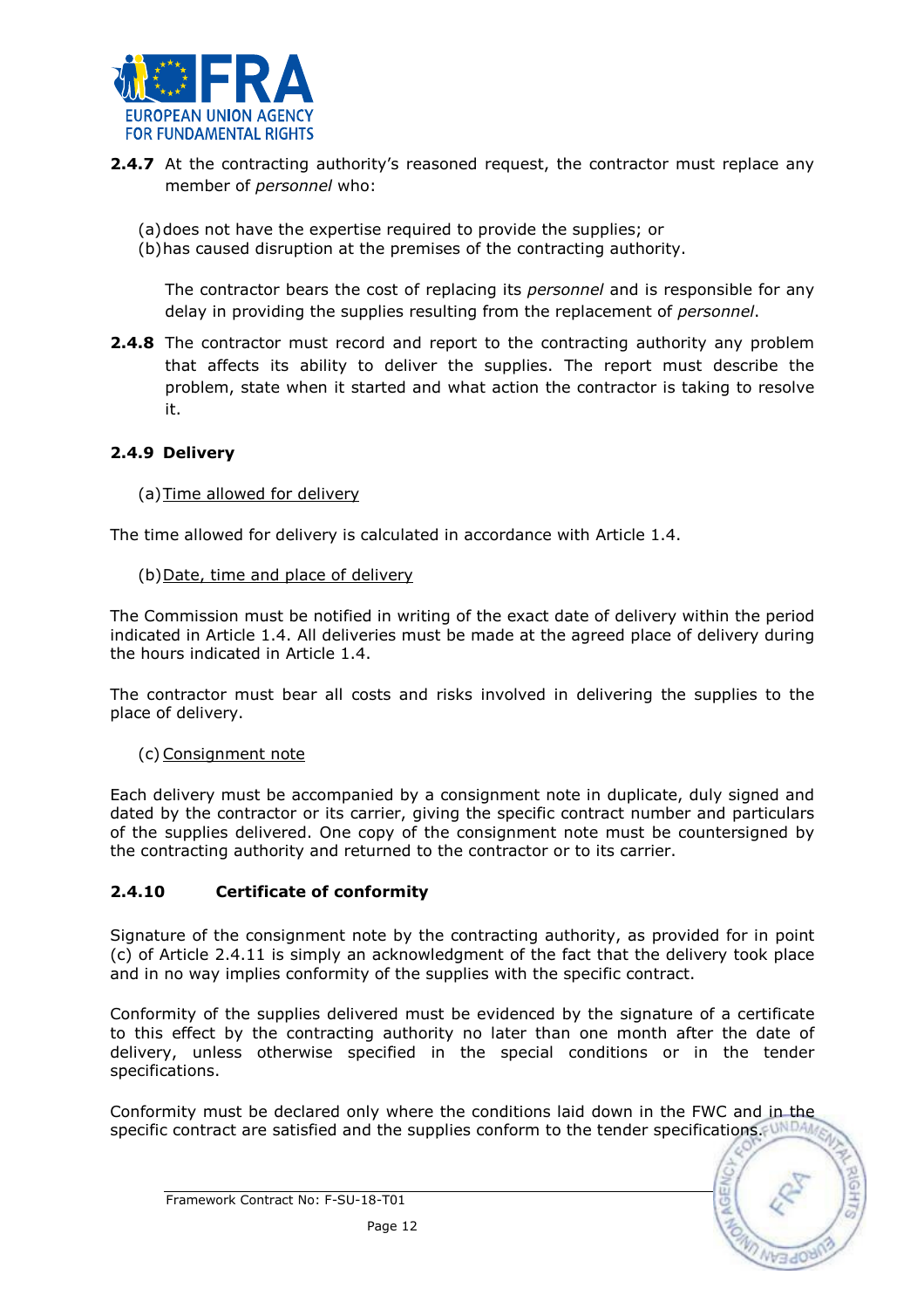**2.4.7** At the contracting authority's reasoned request, the contractor must replace any member of *personnel* who:

(a) does not have the expertise required to provide the supplies; or
(b) has caused disruption at the premises of the contracting authority.

The contractor bears the cost of replacing its *personnel* and is responsible for any delay in providing the supplies resulting from the replacement of *personnel*.

**2.4.8** The contractor must record and report to the contracting authority any problem that affects its ability to deliver the supplies. The report must describe the problem, state when it started and what action the contractor is taking to resolve it.

### 2.4.9 Delivery

(a) Time allowed for delivery

The time allowed for delivery is calculated in accordance with Article 1.4.

(b) Date, time and place of delivery

The Commission must be notified in writing of the exact date of delivery within the period indicated in Article 1.4. All deliveries must be made at the agreed place of delivery during the hours indicated in Article 1.4.

The contractor must bear all costs and risks involved in delivering the supplies to the place of delivery.

(c) Consignment note

Each delivery must be accompanied by a consignment note in duplicate, duly signed and dated by the contractor or its carrier, giving the specific contract number and particulars of the supplies delivered. One copy of the consignment note must be countersigned by the contracting authority and returned to the contractor or to its carrier.

### 2.4.10 Certificate of conformity

Signature of the consignment note by the contracting authority, as provided for in point (c) of Article 2.4.11 is simply an acknowledgment of the fact that the delivery took place and in no way implies conformity of the supplies with the specific contract.

Conformity of the supplies delivered must be evidenced by the signature of a certificate to this effect by the contracting authority no later than one month after the date of delivery, unless otherwise specified in the special conditions or in the tender specifications.

Conformity must be declared only where the conditions laid down in the FWC and in the specific contract are satisfied and the supplies conform to the tender specifications.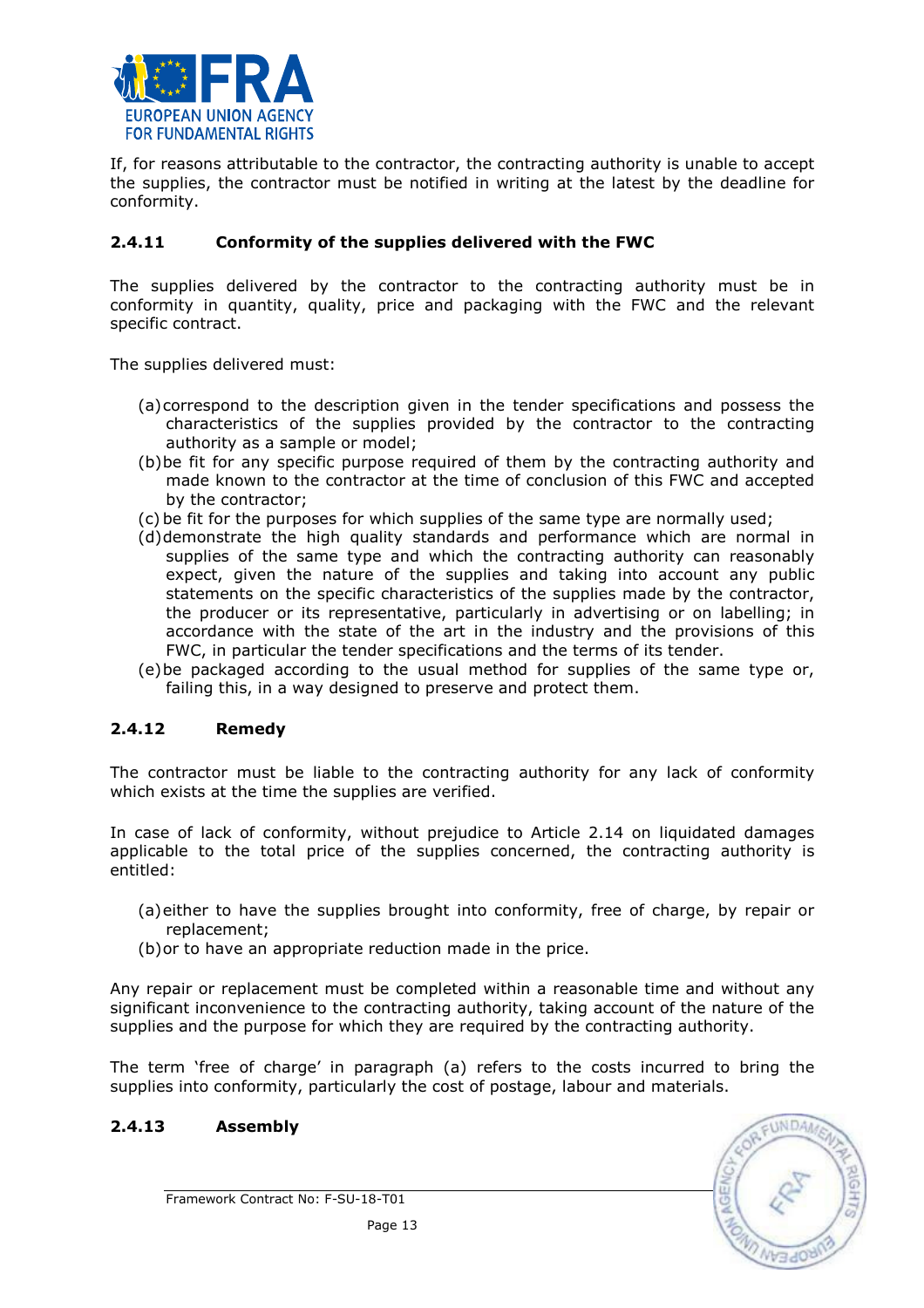If, for reasons attributable to the contractor, the contracting authority is unable to accept the supplies, the contractor must be notified in writing at the latest by the deadline for conformity.

### 2.4.11 Conformity of the supplies delivered with the FWC

The supplies delivered by the contractor to the contracting authority must be in conformity in quantity, quality, price and packaging with the FWC and the relevant specific contract.

The supplies delivered must:

(a) correspond to the description given in the tender specifications and possess the characteristics of the supplies provided by the contractor to the contracting authority as a sample or model;
(b) be fit for any specific purpose required of them by the contracting authority and made known to the contractor at the time of conclusion of this FWC and accepted by the contractor;
(c) be fit for the purposes for which supplies of the same type are normally used;
(d) demonstrate the high quality standards and performance which are normal in supplies of the same type and which the contracting authority can reasonably expect, given the nature of the supplies and taking into account any public statements on the specific characteristics of the supplies made by the contractor, the producer or its representative, particularly in advertising or on labelling; in accordance with the state of the art in the industry and the provisions of this FWC, in particular the tender specifications and the terms of its tender.
(e) be packaged according to the usual method for supplies of the same type or, failing this, in a way designed to preserve and protect them.

### 2.4.12 Remedy

The contractor must be liable to the contracting authority for any lack of conformity which exists at the time the supplies are verified.

In case of lack of conformity, without prejudice to Article 2.14 on liquidated damages applicable to the total price of the supplies concerned, the contracting authority is entitled:

(a) either to have the supplies brought into conformity, free of charge, by repair or replacement;
(b) or to have an appropriate reduction made in the price.

Any repair or replacement must be completed within a reasonable time and without any significant inconvenience to the contracting authority, taking account of the nature of the supplies and the purpose for which they are required by the contracting authority.

The term 'free of charge' in paragraph (a) refers to the costs incurred to bring the supplies into conformity, particularly the cost of postage, labour and materials.

### 2.4.13 Assembly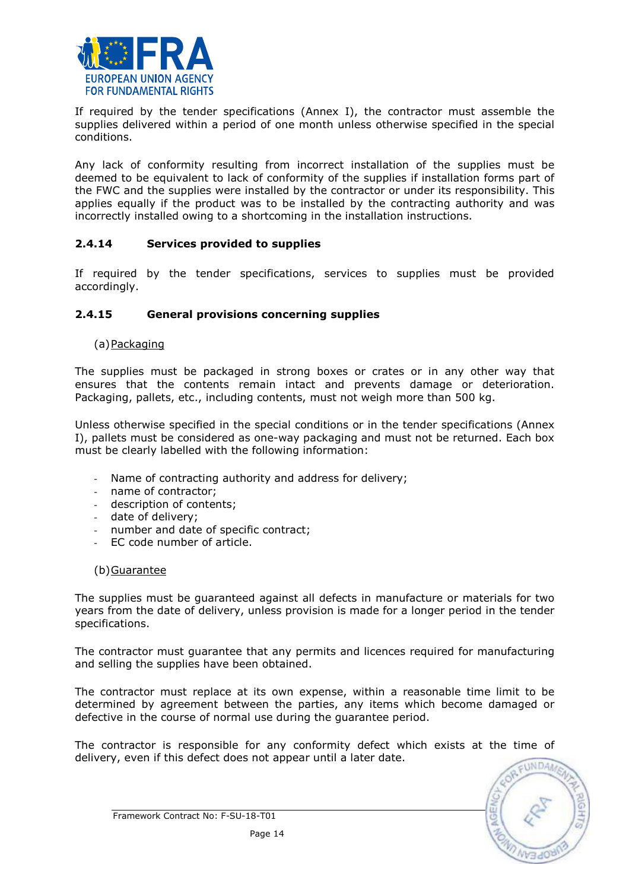If required by the tender specifications (Annex I), the contractor must assemble the supplies delivered within a period of one month unless otherwise specified in the special conditions.

Any lack of conformity resulting from incorrect installation of the supplies must be deemed to be equivalent to lack of conformity of the supplies if installation forms part of the FWC and the supplies were installed by the contractor or under its responsibility. This applies equally if the product was to be installed by the contracting authority and was incorrectly installed owing to a shortcoming in the installation instructions.

### 2.4.14 Services provided to supplies

If required by the tender specifications, services to supplies must be provided accordingly.

### 2.4.15 General provisions concerning supplies

(a) Packaging

The supplies must be packaged in strong boxes or crates or in any other way that ensures that the contents remain intact and prevents damage or deterioration. Packaging, pallets, etc., including contents, must not weigh more than 500 kg.

Unless otherwise specified in the special conditions or in the tender specifications (Annex I), pallets must be considered as one-way packaging and must not be returned. Each box must be clearly labelled with the following information:

- Name of contracting authority and address for delivery;
- name of contractor;
- description of contents;
- date of delivery;
- number and date of specific contract;
- EC code number of article.

(b) Guarantee

The supplies must be guaranteed against all defects in manufacture or materials for two years from the date of delivery, unless provision is made for a longer period in the tender specifications.

The contractor must guarantee that any permits and licences required for manufacturing and selling the supplies have been obtained.

The contractor must replace at its own expense, within a reasonable time limit to be determined by agreement between the parties, any items which become damaged or defective in the course of normal use during the guarantee period.

The contractor is responsible for any conformity defect which exists at the time of delivery, even if this defect does not appear until a later date.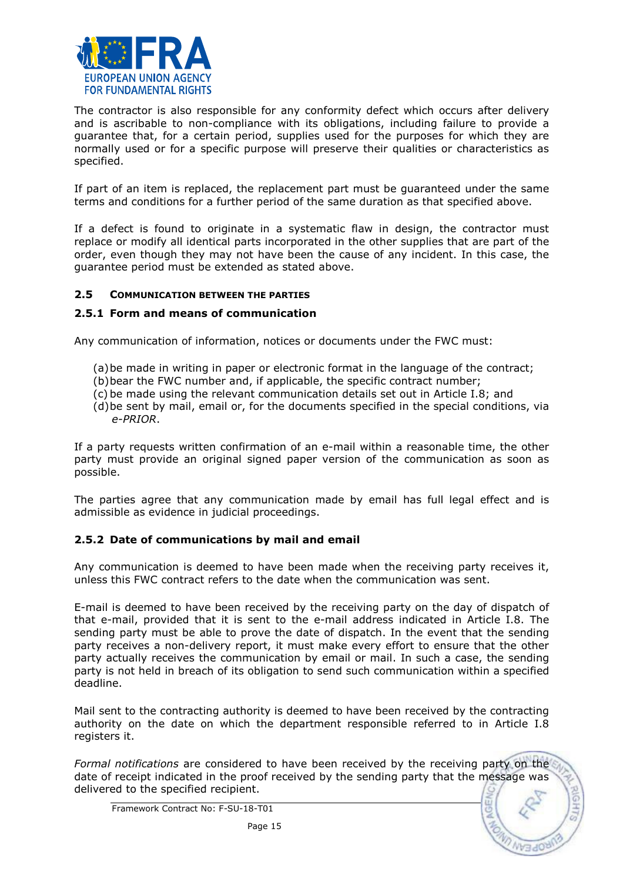The contractor is also responsible for any conformity defect which occurs after delivery and is ascribable to non-compliance with its obligations, including failure to provide a guarantee that, for a certain period, supplies used for the purposes for which they are normally used or for a specific purpose will preserve their qualities or characteristics as specified.

If part of an item is replaced, the replacement part must be guaranteed under the same terms and conditions for a further period of the same duration as that specified above.

If a defect is found to originate in a systematic flaw in design, the contractor must replace or modify all identical parts incorporated in the other supplies that are part of the order, even though they may not have been the cause of any incident. In this case, the guarantee period must be extended as stated above.

## 2.5 COMMUNICATION BETWEEN THE PARTIES

### 2.5.1 Form and means of communication

Any communication of information, notices or documents under the FWC must:

(a) be made in writing in paper or electronic format in the language of the contract;
(b) bear the FWC number and, if applicable, the specific contract number;
(c) be made using the relevant communication details set out in Article I.8; and
(d) be sent by mail, email or, for the documents specified in the special conditions, via *e-PRIOR*.

If a party requests written confirmation of an e-mail within a reasonable time, the other party must provide an original signed paper version of the communication as soon as possible.

The parties agree that any communication made by email has full legal effect and is admissible as evidence in judicial proceedings.

### 2.5.2 Date of communications by mail and email

Any communication is deemed to have been made when the receiving party receives it, unless this FWC contract refers to the date when the communication was sent.

E-mail is deemed to have been received by the receiving party on the day of dispatch of that e-mail, provided that it is sent to the e-mail address indicated in Article I.8. The sending party must be able to prove the date of dispatch. In the event that the sending party receives a non-delivery report, it must make every effort to ensure that the other party actually receives the communication by email or mail. In such a case, the sending party is not held in breach of its obligation to send such communication within a specified deadline.

Mail sent to the contracting authority is deemed to have been received by the contracting authority on the date on which the department responsible referred to in Article I.8 registers it.

*Formal notifications* are considered to have been received by the receiving party on the date of receipt indicated in the proof received by the sending party that the message was delivered to the specified recipient.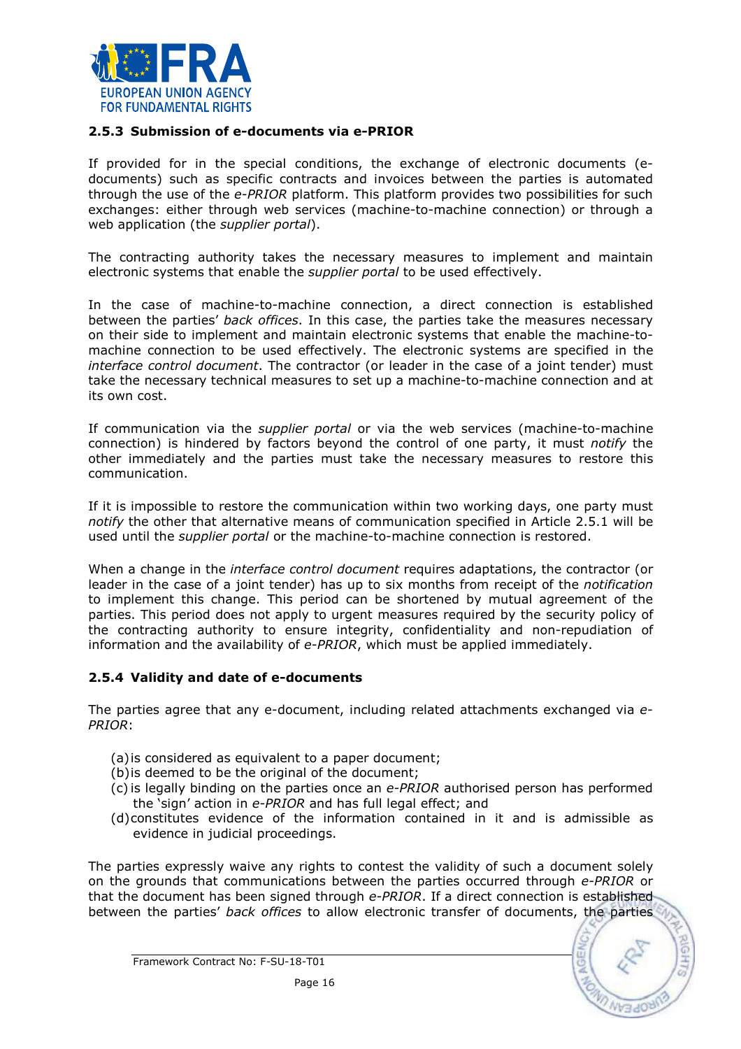### 2.5.3 Submission of e-documents via e-PRIOR

If provided for in the special conditions, the exchange of electronic documents (e-documents) such as specific contracts and invoices between the parties is automated through the use of the *e-PRIOR* platform. This platform provides two possibilities for such exchanges: either through web services (machine-to-machine connection) or through a web application (the *supplier portal*).

The contracting authority takes the necessary measures to implement and maintain electronic systems that enable the *supplier portal* to be used effectively.

In the case of machine-to-machine connection, a direct connection is established between the parties' *back offices*. In this case, the parties take the measures necessary on their side to implement and maintain electronic systems that enable the machine-to-machine connection to be used effectively. The electronic systems are specified in the *interface control document*. The contractor (or leader in the case of a joint tender) must take the necessary technical measures to set up a machine-to-machine connection and at its own cost.

If communication via the *supplier portal* or via the web services (machine-to-machine connection) is hindered by factors beyond the control of one party, it must *notify* the other immediately and the parties must take the necessary measures to restore this communication.

If it is impossible to restore the communication within two working days, one party must *notify* the other that alternative means of communication specified in Article 2.5.1 will be used until the *supplier portal* or the machine-to-machine connection is restored.

When a change in the *interface control document* requires adaptations, the contractor (or leader in the case of a joint tender) has up to six months from receipt of the *notification* to implement this change. This period can be shortened by mutual agreement of the parties. This period does not apply to urgent measures required by the security policy of the contracting authority to ensure integrity, confidentiality and non-repudiation of information and the availability of *e-PRIOR*, which must be applied immediately.

### 2.5.4 Validity and date of e-documents

The parties agree that any e-document, including related attachments exchanged via *e-PRIOR*:

(a) is considered as equivalent to a paper document;
(b) is deemed to be the original of the document;
(c) is legally binding on the parties once an *e-PRIOR* authorised person has performed the 'sign' action in *e-PRIOR* and has full legal effect; and
(d) constitutes evidence of the information contained in it and is admissible as evidence in judicial proceedings.

The parties expressly waive any rights to contest the validity of such a document solely on the grounds that communications between the parties occurred through *e-PRIOR* or that the document has been signed through *e-PRIOR*. If a direct connection is established between the parties' *back offices* to allow electronic transfer of documents, the parties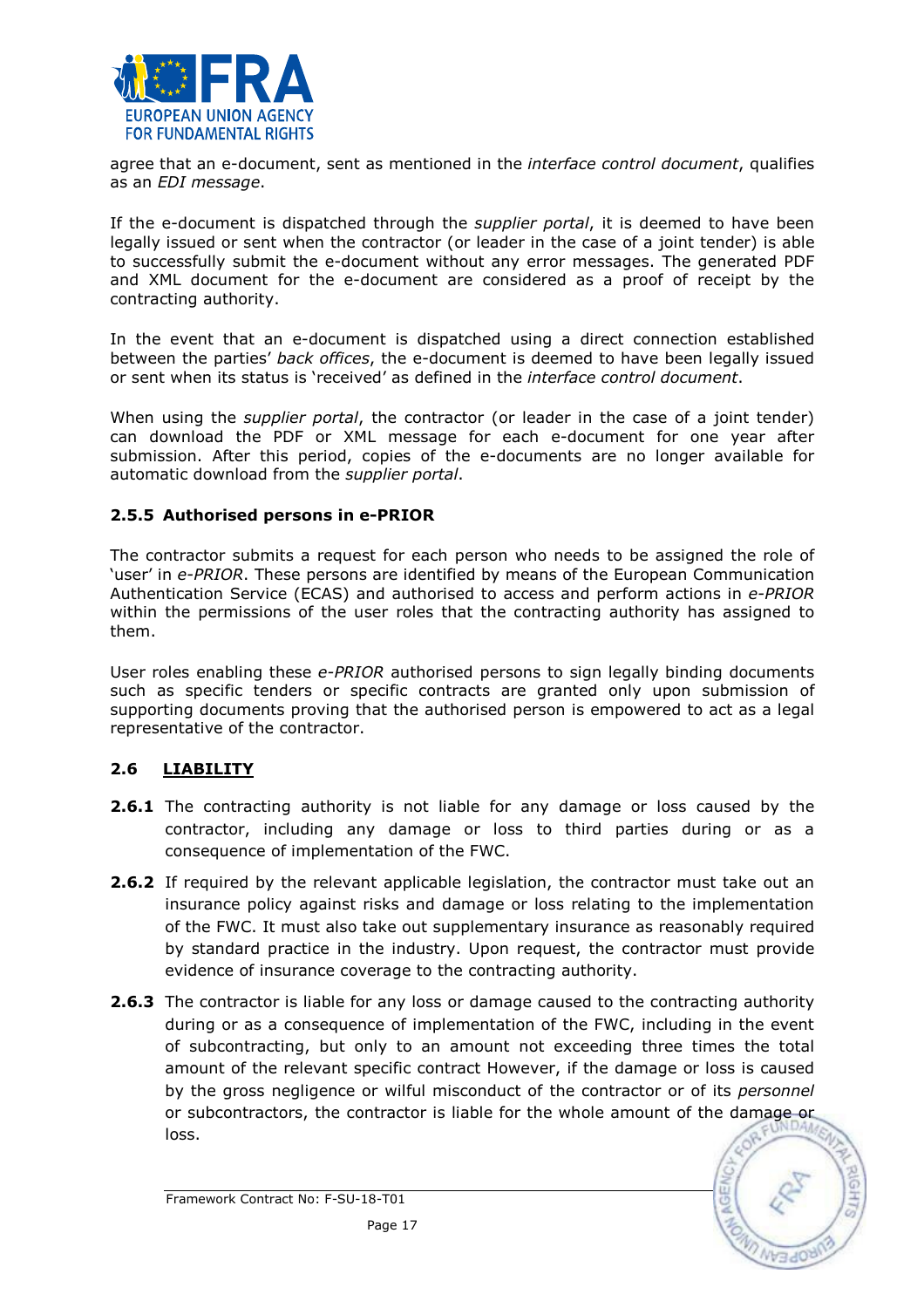agree that an e-document, sent as mentioned in the *interface control document*, qualifies as an *EDI message*.

If the e-document is dispatched through the *supplier portal*, it is deemed to have been legally issued or sent when the contractor (or leader in the case of a joint tender) is able to successfully submit the e-document without any error messages. The generated PDF and XML document for the e-document are considered as a proof of receipt by the contracting authority.

In the event that an e-document is dispatched using a direct connection established between the parties' *back offices*, the e-document is deemed to have been legally issued or sent when its status is 'received' as defined in the *interface control document*.

When using the *supplier portal*, the contractor (or leader in the case of a joint tender) can download the PDF or XML message for each e-document for one year after submission. After this period, copies of the e-documents are no longer available for automatic download from the *supplier portal*.

### 2.5.5 Authorised persons in e-PRIOR

The contractor submits a request for each person who needs to be assigned the role of 'user' in *e-PRIOR*. These persons are identified by means of the European Communication Authentication Service (ECAS) and authorised to access and perform actions in *e-PRIOR* within the permissions of the user roles that the contracting authority has assigned to them.

User roles enabling these *e-PRIOR* authorised persons to sign legally binding documents such as specific tenders or specific contracts are granted only upon submission of supporting documents proving that the authorised person is empowered to act as a legal representative of the contractor.

## 2.6 LIABILITY

**2.6.1** The contracting authority is not liable for any damage or loss caused by the contractor, including any damage or loss to third parties during or as a consequence of implementation of the FWC.

**2.6.2** If required by the relevant applicable legislation, the contractor must take out an insurance policy against risks and damage or loss relating to the implementation of the FWC. It must also take out supplementary insurance as reasonably required by standard practice in the industry. Upon request, the contractor must provide evidence of insurance coverage to the contracting authority.

**2.6.3** The contractor is liable for any loss or damage caused to the contracting authority during or as a consequence of implementation of the FWC, including in the event of subcontracting, but only to an amount not exceeding three times the total amount of the relevant specific contract However, if the damage or loss is caused by the gross negligence or wilful misconduct of the contractor or of its *personnel* or subcontractors, the contractor is liable for the whole amount of the damage or loss.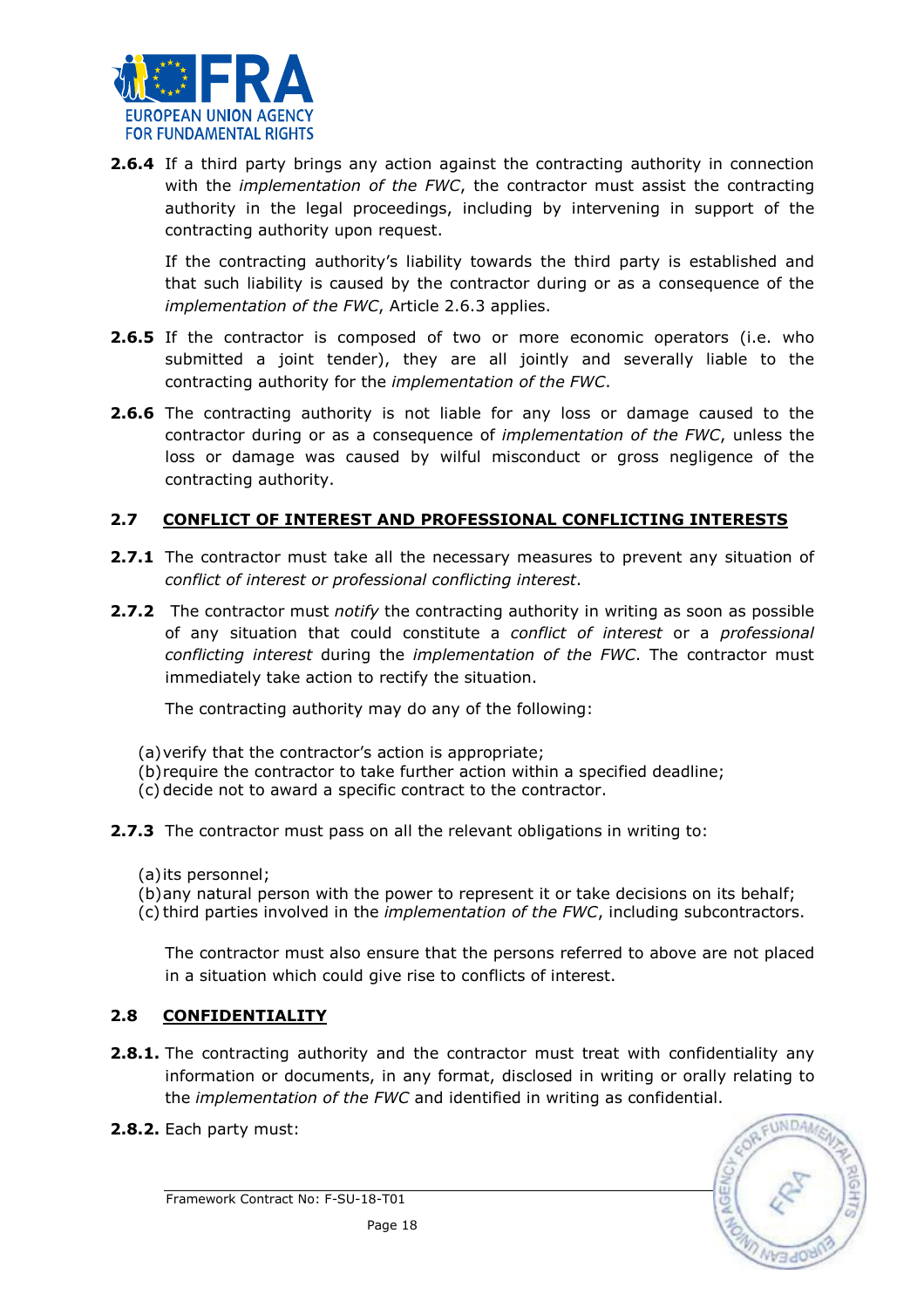**2.6.4** If a third party brings any action against the contracting authority in connection with the *implementation of the FWC*, the contractor must assist the contracting authority in the legal proceedings, including by intervening in support of the contracting authority upon request.

If the contracting authority's liability towards the third party is established and that such liability is caused by the contractor during or as a consequence of the *implementation of the FWC*, Article 2.6.3 applies.

**2.6.5** If the contractor is composed of two or more economic operators (i.e. who submitted a joint tender), they are all jointly and severally liable to the contracting authority for the *implementation of the FWC*.

**2.6.6** The contracting authority is not liable for any loss or damage caused to the contractor during or as a consequence of *implementation of the FWC*, unless the loss or damage was caused by wilful misconduct or gross negligence of the contracting authority.

## 2.7 CONFLICT OF INTEREST AND PROFESSIONAL CONFLICTING INTERESTS

**2.7.1** The contractor must take all the necessary measures to prevent any situation of *conflict of interest or professional conflicting interest*.

**2.7.2** The contractor must *notify* the contracting authority in writing as soon as possible of any situation that could constitute a *conflict of interest* or a *professional conflicting interest* during the *implementation of the FWC*. The contractor must immediately take action to rectify the situation.

The contracting authority may do any of the following:

(a) verify that the contractor's action is appropriate;
(b) require the contractor to take further action within a specified deadline;
(c) decide not to award a specific contract to the contractor.

**2.7.3** The contractor must pass on all the relevant obligations in writing to:

(a) its personnel;
(b) any natural person with the power to represent it or take decisions on its behalf;
(c) third parties involved in the *implementation of the FWC*, including subcontractors.

The contractor must also ensure that the persons referred to above are not placed in a situation which could give rise to conflicts of interest.

## 2.8 CONFIDENTIALITY

**2.8.1.** The contracting authority and the contractor must treat with confidentiality any information or documents, in any format, disclosed in writing or orally relating to the *implementation of the FWC* and identified in writing as confidential.

**2.8.2.** Each party must: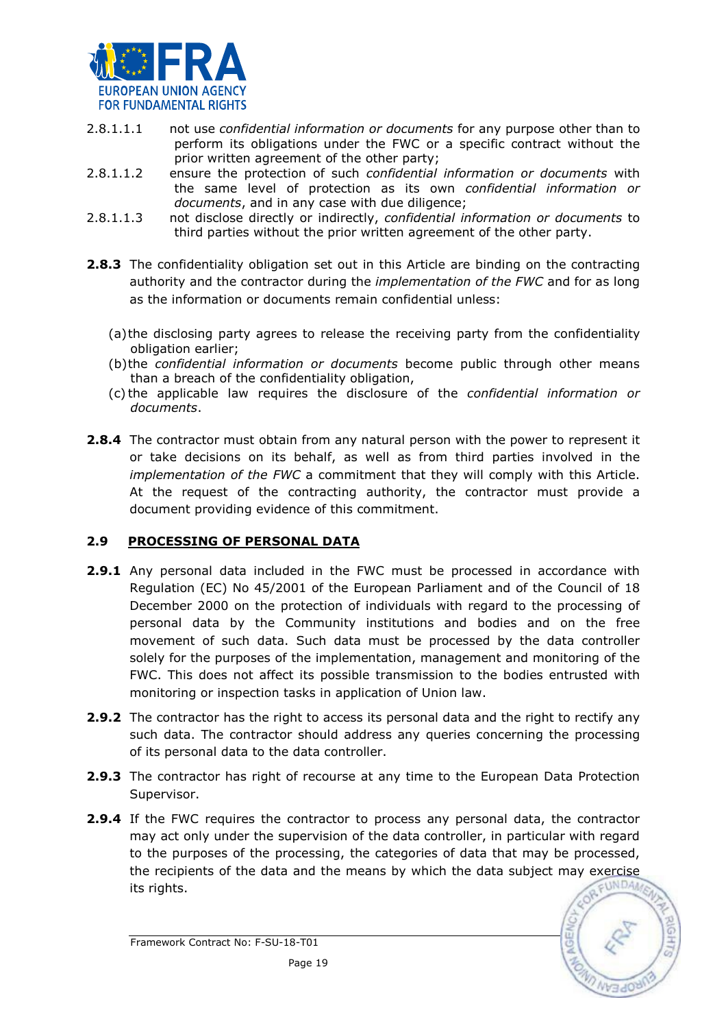2.8.1.1.1 not use *confidential information or documents* for any purpose other than to perform its obligations under the FWC or a specific contract without the prior written agreement of the other party;

2.8.1.1.2 ensure the protection of such *confidential information or documents* with the same level of protection as its own *confidential information or documents*, and in any case with due diligence;

2.8.1.1.3 not disclose directly or indirectly, *confidential information or documents* to third parties without the prior written agreement of the other party.

**2.8.3** The confidentiality obligation set out in this Article are binding on the contracting authority and the contractor during the *implementation of the FWC* and for as long as the information or documents remain confidential unless:

(a) the disclosing party agrees to release the receiving party from the confidentiality obligation earlier;

(b) the *confidential information or documents* become public through other means than a breach of the confidentiality obligation,

(c) the applicable law requires the disclosure of the *confidential information or documents*.

**2.8.4** The contractor must obtain from any natural person with the power to represent it or take decisions on its behalf, as well as from third parties involved in the *implementation of the FWC* a commitment that they will comply with this Article. At the request of the contracting authority, the contractor must provide a document providing evidence of this commitment.

### 2.9 PROCESSING OF PERSONAL DATA

**2.9.1** Any personal data included in the FWC must be processed in accordance with Regulation (EC) No 45/2001 of the European Parliament and of the Council of 18 December 2000 on the protection of individuals with regard to the processing of personal data by the Community institutions and bodies and on the free movement of such data. Such data must be processed by the data controller solely for the purposes of the implementation, management and monitoring of the FWC. This does not affect its possible transmission to the bodies entrusted with monitoring or inspection tasks in application of Union law.

**2.9.2** The contractor has the right to access its personal data and the right to rectify any such data. The contractor should address any queries concerning the processing of its personal data to the data controller.

**2.9.3** The contractor has right of recourse at any time to the European Data Protection Supervisor.

**2.9.4** If the FWC requires the contractor to process any personal data, the contractor may act only under the supervision of the data controller, in particular with regard to the purposes of the processing, the categories of data that may be processed, the recipients of the data and the means by which the data subject may exercise its rights.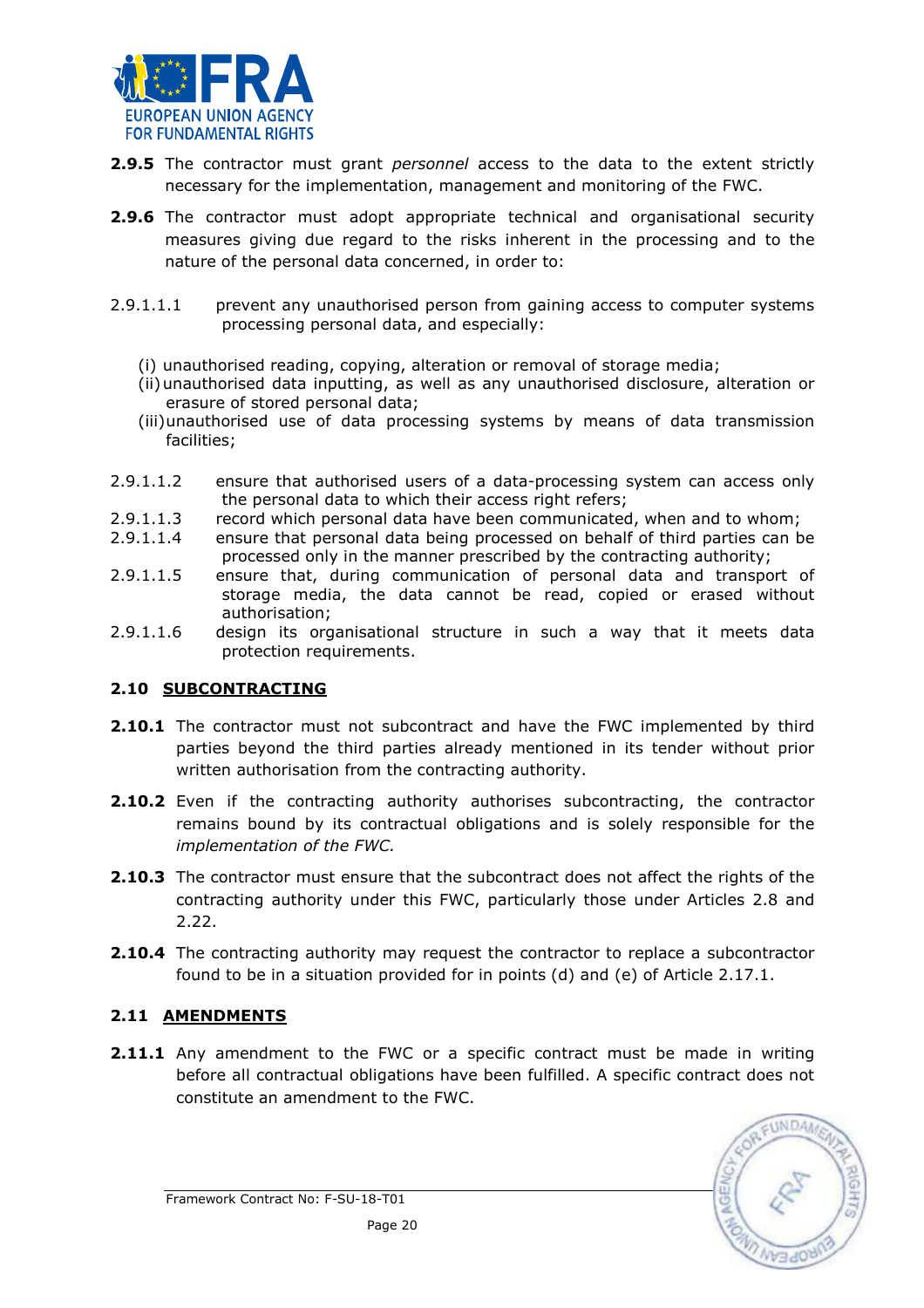**2.9.5** The contractor must grant *personnel* access to the data to the extent strictly necessary for the implementation, management and monitoring of the FWC.

**2.9.6** The contractor must adopt appropriate technical and organisational security measures giving due regard to the risks inherent in the processing and to the nature of the personal data concerned, in order to:

2.9.1.1.1 prevent any unauthorised person from gaining access to computer systems processing personal data, and especially:

(i) unauthorised reading, copying, alteration or removal of storage media;
(ii) unauthorised data inputting, as well as any unauthorised disclosure, alteration or erasure of stored personal data;
(iii) unauthorised use of data processing systems by means of data transmission facilities;

2.9.1.1.2 ensure that authorised users of a data-processing system can access only the personal data to which their access right refers;
2.9.1.1.3 record which personal data have been communicated, when and to whom;
2.9.1.1.4 ensure that personal data being processed on behalf of third parties can be processed only in the manner prescribed by the contracting authority;
2.9.1.1.5 ensure that, during communication of personal data and transport of storage media, the data cannot be read, copied or erased without authorisation;
2.9.1.1.6 design its organisational structure in such a way that it meets data protection requirements.

## 2.10 SUBCONTRACTING

**2.10.1** The contractor must not subcontract and have the FWC implemented by third parties beyond the third parties already mentioned in its tender without prior written authorisation from the contracting authority.

**2.10.2** Even if the contracting authority authorises subcontracting, the contractor remains bound by its contractual obligations and is solely responsible for the *implementation of the FWC.*

**2.10.3** The contractor must ensure that the subcontract does not affect the rights of the contracting authority under this FWC, particularly those under Articles 2.8 and 2.22.

**2.10.4** The contracting authority may request the contractor to replace a subcontractor found to be in a situation provided for in points (d) and (e) of Article 2.17.1.

## 2.11 AMENDMENTS

**2.11.1** Any amendment to the FWC or a specific contract must be made in writing before all contractual obligations have been fulfilled. A specific contract does not constitute an amendment to the FWC.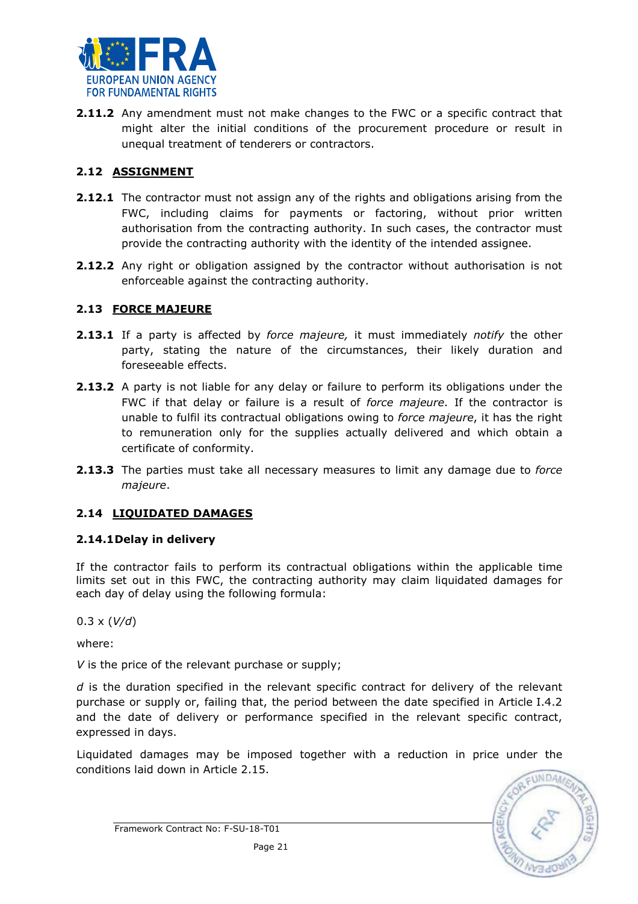**2.11.2** Any amendment must not make changes to the FWC or a specific contract that might alter the initial conditions of the procurement procedure or result in unequal treatment of tenderers or contractors.

## 2.12 ASSIGNMENT

**2.12.1** The contractor must not assign any of the rights and obligations arising from the FWC, including claims for payments or factoring, without prior written authorisation from the contracting authority. In such cases, the contractor must provide the contracting authority with the identity of the intended assignee.

**2.12.2** Any right or obligation assigned by the contractor without authorisation is not enforceable against the contracting authority.

## 2.13 FORCE MAJEURE

**2.13.1** If a party is affected by *force majeure,* it must immediately *notify* the other party, stating the nature of the circumstances, their likely duration and foreseeable effects.

**2.13.2** A party is not liable for any delay or failure to perform its obligations under the FWC if that delay or failure is a result of *force majeure*. If the contractor is unable to fulfil its contractual obligations owing to *force majeure*, it has the right to remuneration only for the supplies actually delivered and which obtain a certificate of conformity.

**2.13.3** The parties must take all necessary measures to limit any damage due to *force majeure*.

## 2.14 LIQUIDATED DAMAGES

### 2.14.1 Delay in delivery

If the contractor fails to perform its contractual obligations within the applicable time limits set out in this FWC, the contracting authority may claim liquidated damages for each day of delay using the following formula:

$0.3 \times (V/d)$

where:

$V$ is the price of the relevant purchase or supply;

$d$ is the duration specified in the relevant specific contract for delivery of the relevant purchase or supply or, failing that, the period between the date specified in Article I.4.2 and the date of delivery or performance specified in the relevant specific contract, expressed in days.

Liquidated damages may be imposed together with a reduction in price under the conditions laid down in Article 2.15.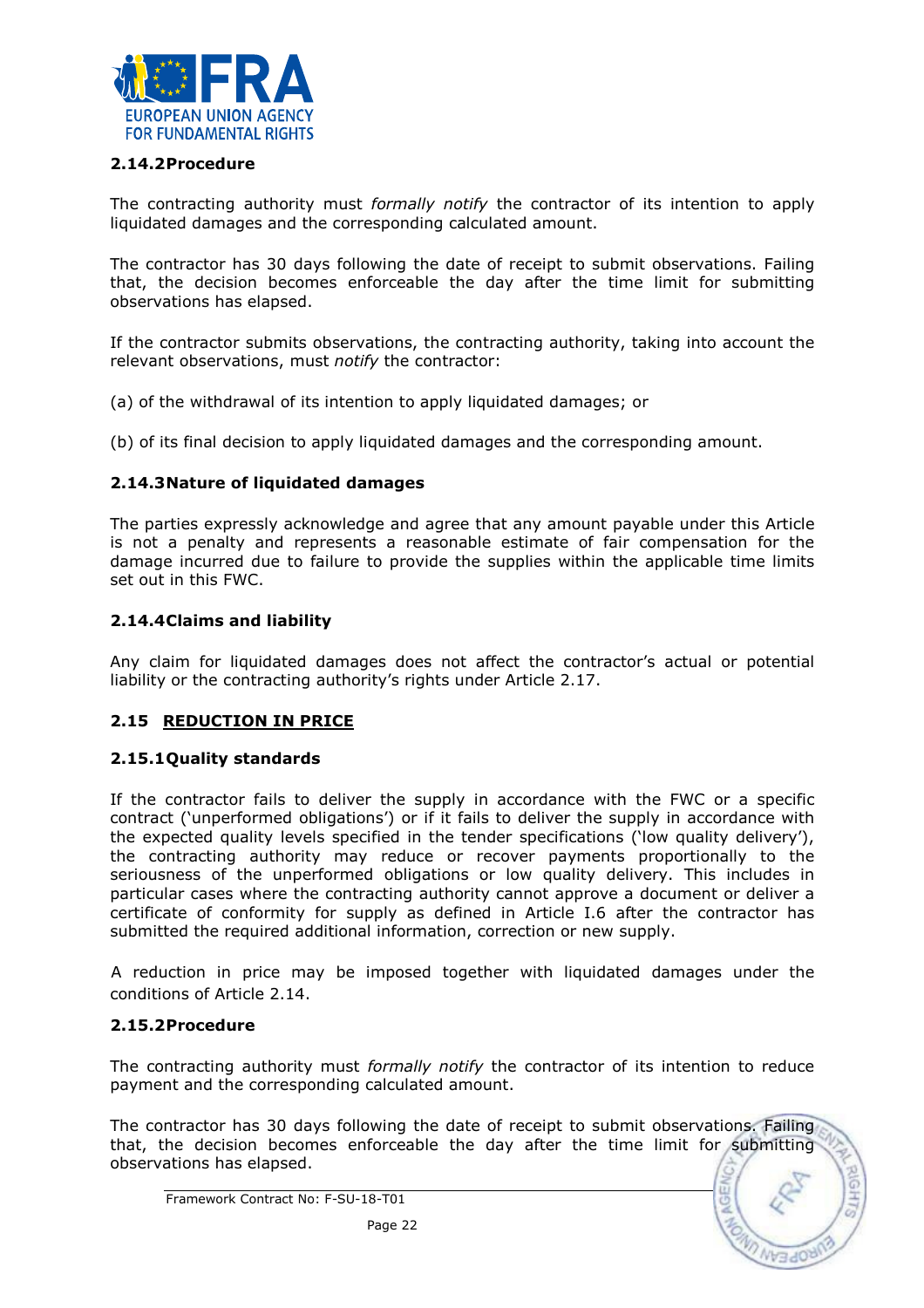#### 2.14.2 Procedure

The contracting authority must *formally notify* the contractor of its intention to apply liquidated damages and the corresponding calculated amount.

The contractor has 30 days following the date of receipt to submit observations. Failing that, the decision becomes enforceable the day after the time limit for submitting observations has elapsed.

If the contractor submits observations, the contracting authority, taking into account the relevant observations, must *notify* the contractor:

(a) of the withdrawal of its intention to apply liquidated damages; or

(b) of its final decision to apply liquidated damages and the corresponding amount.

#### 2.14.3 Nature of liquidated damages

The parties expressly acknowledge and agree that any amount payable under this Article is not a penalty and represents a reasonable estimate of fair compensation for the damage incurred due to failure to provide the supplies within the applicable time limits set out in this FWC.

#### 2.14.4 Claims and liability

Any claim for liquidated damages does not affect the contractor's actual or potential liability or the contracting authority's rights under Article 2.17.

### 2.15 REDUCTION IN PRICE

#### 2.15.1 Quality standards

If the contractor fails to deliver the supply in accordance with the FWC or a specific contract ('unperformed obligations') or if it fails to deliver the supply in accordance with the expected quality levels specified in the tender specifications ('low quality delivery'), the contracting authority may reduce or recover payments proportionally to the seriousness of the unperformed obligations or low quality delivery. This includes in particular cases where the contracting authority cannot approve a document or deliver a certificate of conformity for supply as defined in Article I.6 after the contractor has submitted the required additional information, correction or new supply.

A reduction in price may be imposed together with liquidated damages under the conditions of Article 2.14.

#### 2.15.2 Procedure

The contracting authority must *formally notify* the contractor of its intention to reduce payment and the corresponding calculated amount.

The contractor has 30 days following the date of receipt to submit observations. Failing that, the decision becomes enforceable the day after the time limit for submitting observations has elapsed.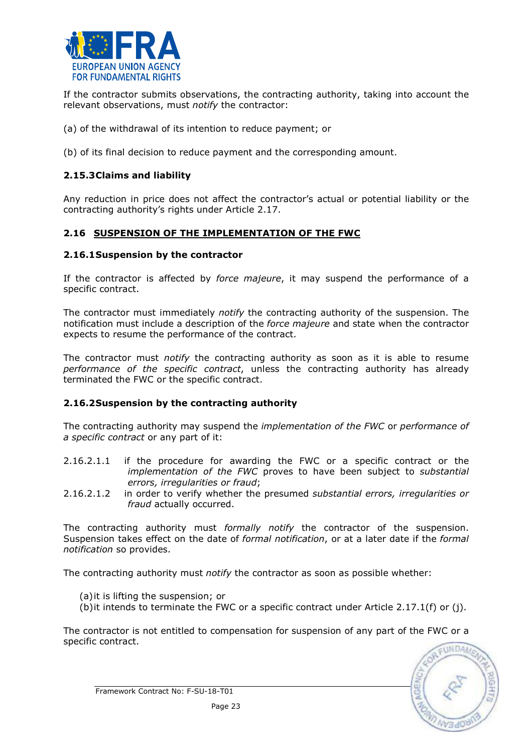If the contractor submits observations, the contracting authority, taking into account the relevant observations, must *notify* the contractor:

(a) of the withdrawal of its intention to reduce payment; or

(b) of its final decision to reduce payment and the corresponding amount.

#### 2.15.3 Claims and liability

Any reduction in price does not affect the contractor's actual or potential liability or the contracting authority's rights under Article 2.17.

### 2.16 SUSPENSION OF THE IMPLEMENTATION OF THE FWC

#### 2.16.1 Suspension by the contractor

If the contractor is affected by *force majeure*, it may suspend the performance of a specific contract.

The contractor must immediately *notify* the contracting authority of the suspension. The notification must include a description of the *force majeure* and state when the contractor expects to resume the performance of the contract.

The contractor must *notify* the contracting authority as soon as it is able to resume *performance of the specific contract*, unless the contracting authority has already terminated the FWC or the specific contract.

#### 2.16.2 Suspension by the contracting authority

The contracting authority may suspend the *implementation of the FWC* or *performance of a specific contract* or any part of it:

2.16.2.1.1 if the procedure for awarding the FWC or a specific contract or the *implementation of the FWC* proves to have been subject to *substantial errors, irregularities or fraud*;

2.16.2.1.2 in order to verify whether the presumed *substantial errors, irregularities or fraud* actually occurred.

The contracting authority must *formally notify* the contractor of the suspension. Suspension takes effect on the date of *formal notification*, or at a later date if the *formal notification* so provides.

The contracting authority must *notify* the contractor as soon as possible whether:

(a) it is lifting the suspension; or
(b) it intends to terminate the FWC or a specific contract under Article 2.17.1(f) or (j).

The contractor is not entitled to compensation for suspension of any part of the FWC or a specific contract.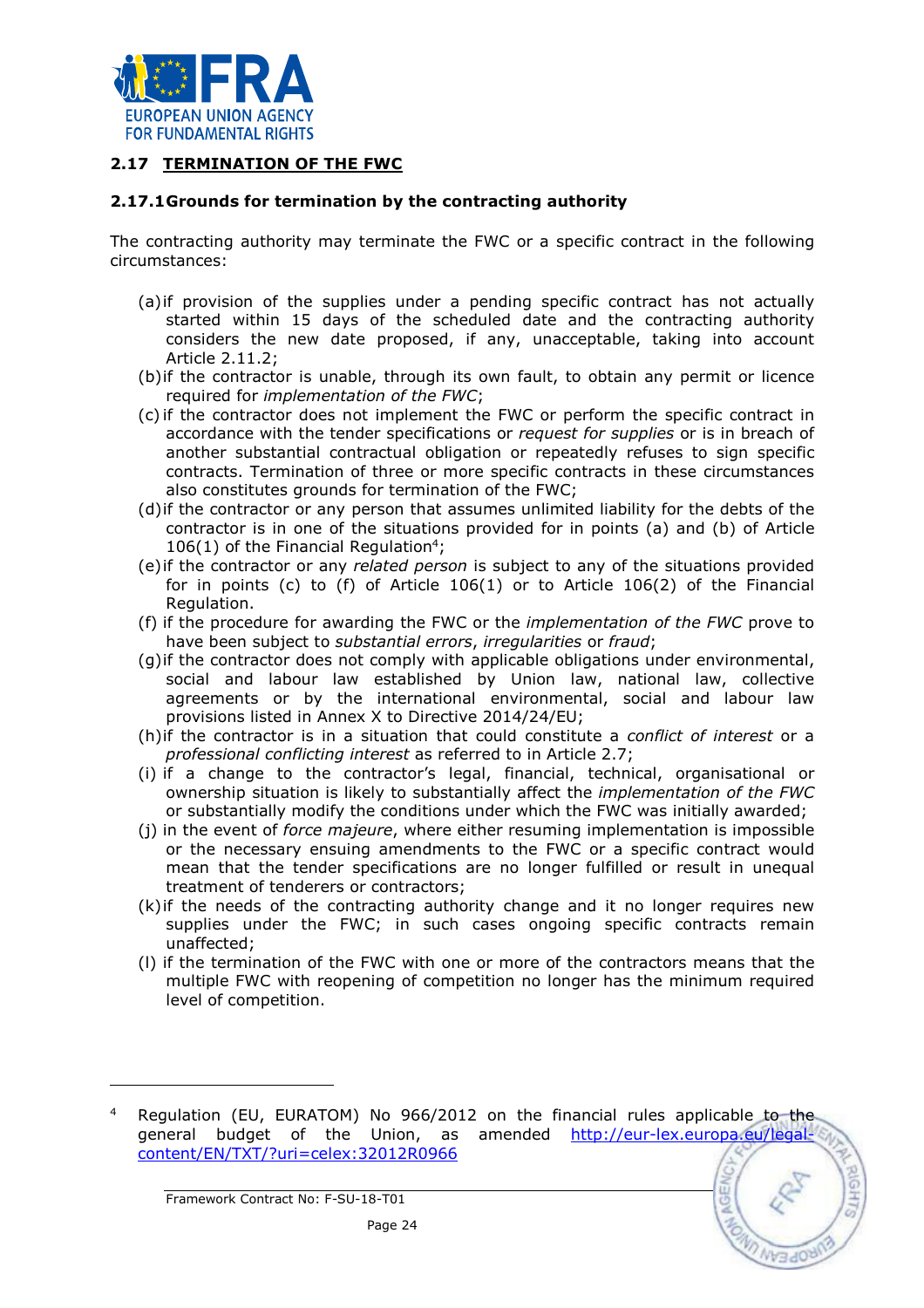## 2.17 TERMINATION OF THE FWC

### 2.17.1 Grounds for termination by the contracting authority

The contracting authority may terminate the FWC or a specific contract in the following circumstances:

(a) if provision of the supplies under a pending specific contract has not actually started within 15 days of the scheduled date and the contracting authority considers the new date proposed, if any, unacceptable, taking into account Article 2.11.2;

(b) if the contractor is unable, through its own fault, to obtain any permit or licence required for *implementation of the FWC*;

(c) if the contractor does not implement the FWC or perform the specific contract in accordance with the tender specifications or *request for supplies* or is in breach of another substantial contractual obligation or repeatedly refuses to sign specific contracts. Termination of three or more specific contracts in these circumstances also constitutes grounds for termination of the FWC;

(d) if the contractor or any person that assumes unlimited liability for the debts of the contractor is in one of the situations provided for in points (a) and (b) of Article 106(1) of the Financial Regulation[4];

(e) if the contractor or any *related person* is subject to any of the situations provided for in points (c) to (f) of Article 106(1) or to Article 106(2) of the Financial Regulation.

(f) if the procedure for awarding the FWC or the *implementation of the FWC* prove to have been subject to *substantial errors*, *irregularities* or *fraud*;

(g) if the contractor does not comply with applicable obligations under environmental, social and labour law established by Union law, national law, collective agreements or by the international environmental, social and labour law provisions listed in Annex X to Directive 2014/24/EU;

(h) if the contractor is in a situation that could constitute a *conflict of interest* or a *professional conflicting interest* as referred to in Article 2.7;

(i) if a change to the contractor's legal, financial, technical, organisational or ownership situation is likely to substantially affect the *implementation of the FWC* or substantially modify the conditions under which the FWC was initially awarded;

(j) in the event of *force majeure*, where either resuming implementation is impossible or the necessary ensuing amendments to the FWC or a specific contract would mean that the tender specifications are no longer fulfilled or result in unequal treatment of tenderers or contractors;

(k) if the needs of the contracting authority change and it no longer requires new supplies under the FWC; in such cases ongoing specific contracts remain unaffected;

(l) if the termination of the FWC with one or more of the contractors means that the multiple FWC with reopening of competition no longer has the minimum required level of competition.

---

[4] Regulation (EU, EURATOM) No 966/2012 on the financial rules applicable to the general budget of the Union, as amended http://eur-lex.europa.eu/legal-content/EN/TXT/?uri=celex:32012R0966

Framework Contract No: F-SU-18-T01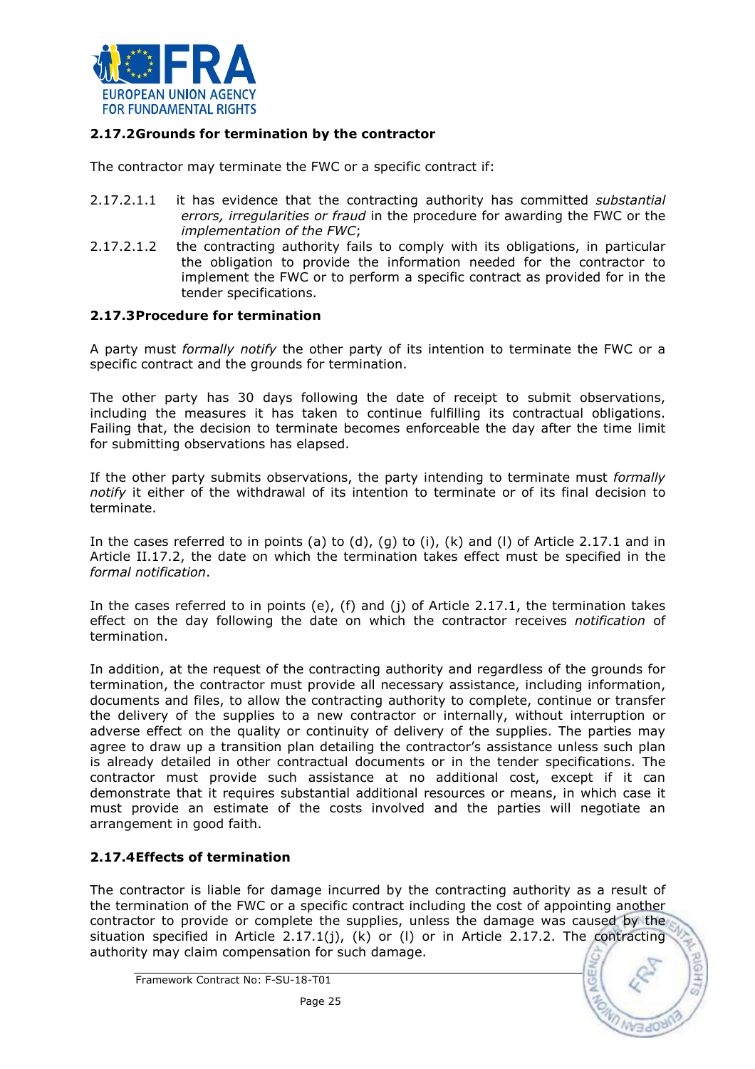### 2.17.2 Grounds for termination by the contractor

The contractor may terminate the FWC or a specific contract if:

2.17.2.1.1 it has evidence that the contracting authority has committed *substantial errors, irregularities or fraud* in the procedure for awarding the FWC or the *implementation of the FWC*;

2.17.2.1.2 the contracting authority fails to comply with its obligations, in particular the obligation to provide the information needed for the contractor to implement the FWC or to perform a specific contract as provided for in the tender specifications.

### 2.17.3 Procedure for termination

A party must *formally notify* the other party of its intention to terminate the FWC or a specific contract and the grounds for termination.

The other party has 30 days following the date of receipt to submit observations, including the measures it has taken to continue fulfilling its contractual obligations. Failing that, the decision to terminate becomes enforceable the day after the time limit for submitting observations has elapsed.

If the other party submits observations, the party intending to terminate must *formally notify* it either of the withdrawal of its intention to terminate or of its final decision to terminate.

In the cases referred to in points (a) to (d), (g) to (i), (k) and (l) of Article 2.17.1 and in Article II.17.2, the date on which the termination takes effect must be specified in the *formal notification*.

In the cases referred to in points (e), (f) and (j) of Article 2.17.1, the termination takes effect on the day following the date on which the contractor receives *notification* of termination.

In addition, at the request of the contracting authority and regardless of the grounds for termination, the contractor must provide all necessary assistance, including information, documents and files, to allow the contracting authority to complete, continue or transfer the delivery of the supplies to a new contractor or internally, without interruption or adverse effect on the quality or continuity of delivery of the supplies. The parties may agree to draw up a transition plan detailing the contractor's assistance unless such plan is already detailed in other contractual documents or in the tender specifications. The contractor must provide such assistance at no additional cost, except if it can demonstrate that it requires substantial additional resources or means, in which case it must provide an estimate of the costs involved and the parties will negotiate an arrangement in good faith.

### 2.17.4 Effects of termination

The contractor is liable for damage incurred by the contracting authority as a result of the termination of the FWC or a specific contract including the cost of appointing another contractor to provide or complete the supplies, unless the damage was caused by the situation specified in Article 2.17.1(j), (k) or (l) or in Article 2.17.2. The contracting authority may claim compensation for such damage.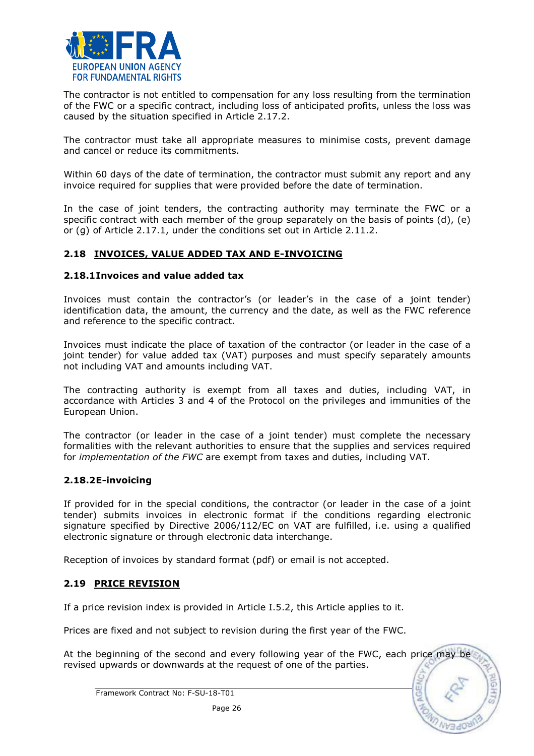The contractor is not entitled to compensation for any loss resulting from the termination of the FWC or a specific contract, including loss of anticipated profits, unless the loss was caused by the situation specified in Article 2.17.2.

The contractor must take all appropriate measures to minimise costs, prevent damage and cancel or reduce its commitments.

Within 60 days of the date of termination, the contractor must submit any report and any invoice required for supplies that were provided before the date of termination.

In the case of joint tenders, the contracting authority may terminate the FWC or a specific contract with each member of the group separately on the basis of points (d), (e) or (g) of Article 2.17.1, under the conditions set out in Article 2.11.2.

## 2.18 INVOICES, VALUE ADDED TAX AND E-INVOICING

### 2.18.1 Invoices and value added tax

Invoices must contain the contractor's (or leader's in the case of a joint tender) identification data, the amount, the currency and the date, as well as the FWC reference and reference to the specific contract.

Invoices must indicate the place of taxation of the contractor (or leader in the case of a joint tender) for value added tax (VAT) purposes and must specify separately amounts not including VAT and amounts including VAT.

The contracting authority is exempt from all taxes and duties, including VAT, in accordance with Articles 3 and 4 of the Protocol on the privileges and immunities of the European Union.

The contractor (or leader in the case of a joint tender) must complete the necessary formalities with the relevant authorities to ensure that the supplies and services required for *implementation of the FWC* are exempt from taxes and duties, including VAT.

### 2.18.2 E-invoicing

If provided for in the special conditions, the contractor (or leader in the case of a joint tender) submits invoices in electronic format if the conditions regarding electronic signature specified by Directive 2006/112/EC on VAT are fulfilled, i.e. using a qualified electronic signature or through electronic data interchange.

Reception of invoices by standard format (pdf) or email is not accepted.

## 2.19 PRICE REVISION

If a price revision index is provided in Article I.5.2, this Article applies to it.

Prices are fixed and not subject to revision during the first year of the FWC.

At the beginning of the second and every following year of the FWC, each price may be revised upwards or downwards at the request of one of the parties.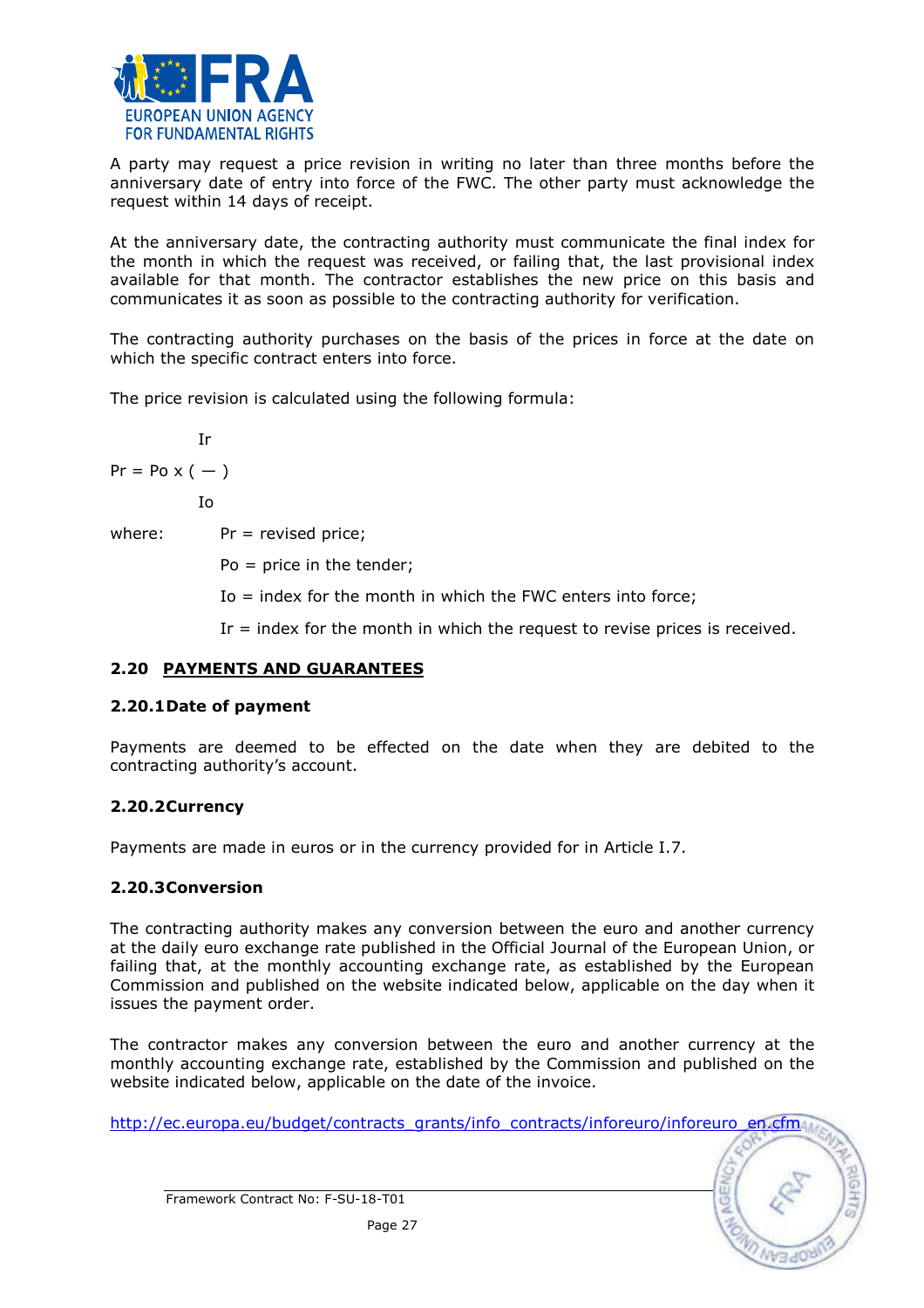A party may request a price revision in writing no later than three months before the anniversary date of entry into force of the FWC. The other party must acknowledge the request within 14 days of receipt.

At the anniversary date, the contracting authority must communicate the final index for the month in which the request was received, or failing that, the last provisional index available for that month. The contractor establishes the new price on this basis and communicates it as soon as possible to the contracting authority for verification.

The contracting authority purchases on the basis of the prices in force at the date on which the specific contract enters into force.

The price revision is calculated using the following formula:

$$Pr = Po \times \left( \frac{Ir}{Io} \right)$$

where:

- $Pr$ = revised price;
- $Po$ = price in the tender;
- $Io$ = index for the month in which the FWC enters into force;
- $Ir$ = index for the month in which the request to revise prices is received.

## 2.20 PAYMENTS AND GUARANTEES

### 2.20.1 Date of payment

Payments are deemed to be effected on the date when they are debited to the contracting authority's account.

### 2.20.2 Currency

Payments are made in euros or in the currency provided for in Article I.7.

### 2.20.3 Conversion

The contracting authority makes any conversion between the euro and another currency at the daily euro exchange rate published in the Official Journal of the European Union, or failing that, at the monthly accounting exchange rate, as established by the European Commission and published on the website indicated below, applicable on the day when it issues the payment order.

The contractor makes any conversion between the euro and another currency at the monthly accounting exchange rate, established by the Commission and published on the website indicated below, applicable on the date of the invoice.

http://ec.europa.eu/budget/contracts_grants/info_contracts/inforeuro/inforeuro_en.cfm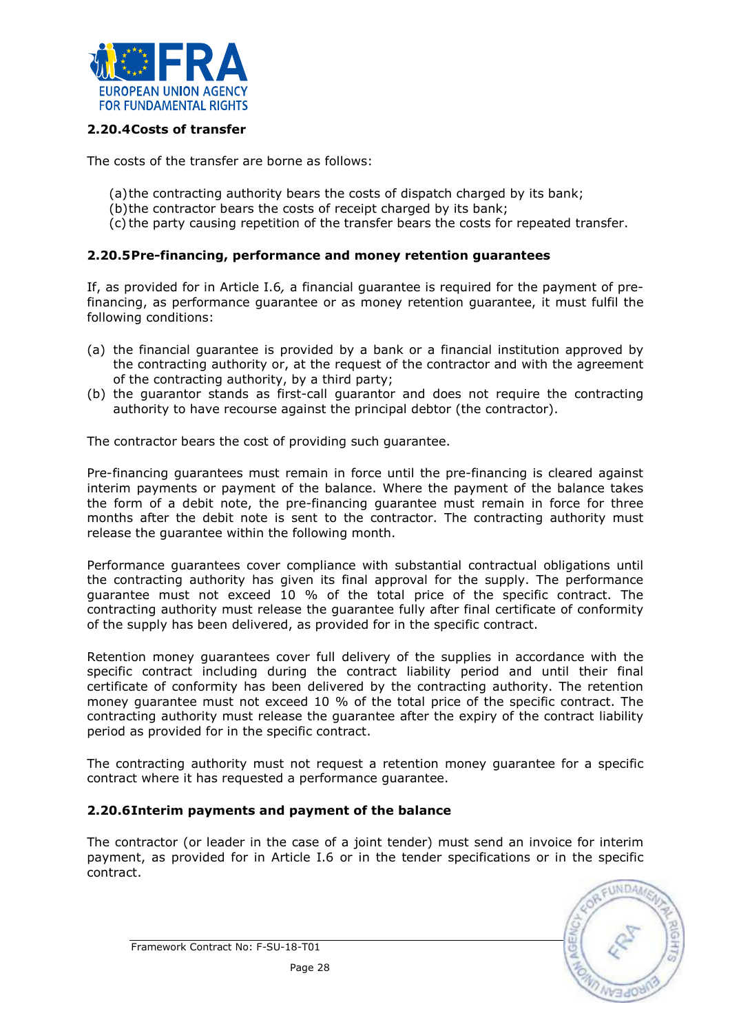### 2.20.4 Costs of transfer

The costs of the transfer are borne as follows:

(a) the contracting authority bears the costs of dispatch charged by its bank;
(b) the contractor bears the costs of receipt charged by its bank;
(c) the party causing repetition of the transfer bears the costs for repeated transfer.

### 2.20.5 Pre-financing, performance and money retention guarantees

If, as provided for in Article I.6*,* a financial guarantee is required for the payment of pre-financing, as performance guarantee or as money retention guarantee, it must fulfil the following conditions:

(a) the financial guarantee is provided by a bank or a financial institution approved by the contracting authority or, at the request of the contractor and with the agreement of the contracting authority, by a third party;
(b) the guarantor stands as first-call guarantor and does not require the contracting authority to have recourse against the principal debtor (the contractor).

The contractor bears the cost of providing such guarantee.

Pre-financing guarantees must remain in force until the pre-financing is cleared against interim payments or payment of the balance. Where the payment of the balance takes the form of a debit note, the pre-financing guarantee must remain in force for three months after the debit note is sent to the contractor. The contracting authority must release the guarantee within the following month.

Performance guarantees cover compliance with substantial contractual obligations until the contracting authority has given its final approval for the supply. The performance guarantee must not exceed 10 % of the total price of the specific contract. The contracting authority must release the guarantee fully after final certificate of conformity of the supply has been delivered, as provided for in the specific contract.

Retention money guarantees cover full delivery of the supplies in accordance with the specific contract including during the contract liability period and until their final certificate of conformity has been delivered by the contracting authority. The retention money guarantee must not exceed 10 % of the total price of the specific contract. The contracting authority must release the guarantee after the expiry of the contract liability period as provided for in the specific contract.

The contracting authority must not request a retention money guarantee for a specific contract where it has requested a performance guarantee.

### 2.20.6 Interim payments and payment of the balance

The contractor (or leader in the case of a joint tender) must send an invoice for interim payment, as provided for in Article I.6 or in the tender specifications or in the specific contract.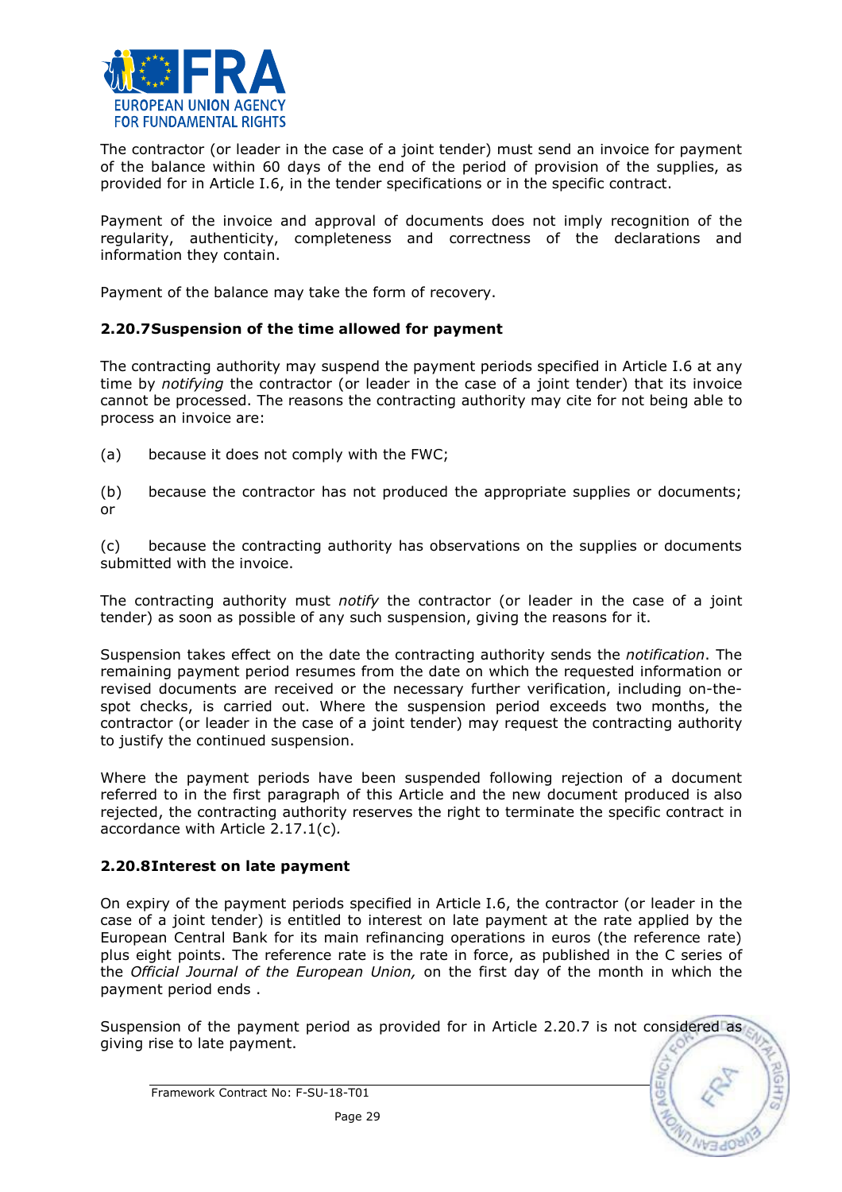The contractor (or leader in the case of a joint tender) must send an invoice for payment of the balance within 60 days of the end of the period of provision of the supplies, as provided for in Article I.6, in the tender specifications or in the specific contract.

Payment of the invoice and approval of documents does not imply recognition of the regularity, authenticity, completeness and correctness of the declarations and information they contain.

Payment of the balance may take the form of recovery.

### 2.20.7 Suspension of the time allowed for payment

The contracting authority may suspend the payment periods specified in Article I.6 at any time by *notifying* the contractor (or leader in the case of a joint tender) that its invoice cannot be processed. The reasons the contracting authority may cite for not being able to process an invoice are:

(a) because it does not comply with the FWC;

(b) because the contractor has not produced the appropriate supplies or documents; or

(c) because the contracting authority has observations on the supplies or documents submitted with the invoice.

The contracting authority must *notify* the contractor (or leader in the case of a joint tender) as soon as possible of any such suspension, giving the reasons for it.

Suspension takes effect on the date the contracting authority sends the *notification*. The remaining payment period resumes from the date on which the requested information or revised documents are received or the necessary further verification, including on-the-spot checks, is carried out. Where the suspension period exceeds two months, the contractor (or leader in the case of a joint tender) may request the contracting authority to justify the continued suspension.

Where the payment periods have been suspended following rejection of a document referred to in the first paragraph of this Article and the new document produced is also rejected, the contracting authority reserves the right to terminate the specific contract in accordance with Article 2.17.1(c).

### 2.20.8 Interest on late payment

On expiry of the payment periods specified in Article I.6, the contractor (or leader in the case of a joint tender) is entitled to interest on late payment at the rate applied by the European Central Bank for its main refinancing operations in euros (the reference rate) plus eight points. The reference rate is the rate in force, as published in the C series of the *Official Journal of the European Union,* on the first day of the month in which the payment period ends .

Suspension of the payment period as provided for in Article 2.20.7 is not considered as giving rise to late payment.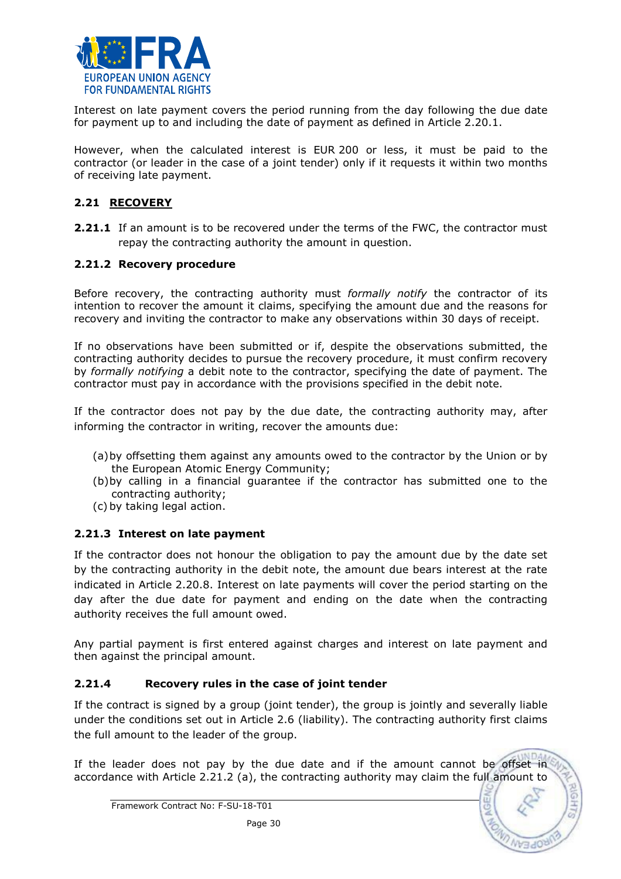Interest on late payment covers the period running from the day following the due date for payment up to and including the date of payment as defined in Article 2.20.1.

However, when the calculated interest is EUR 200 or less, it must be paid to the contractor (or leader in the case of a joint tender) only if it requests it within two months of receiving late payment.

## 2.21 RECOVERY

**2.21.1** If an amount is to be recovered under the terms of the FWC, the contractor must repay the contracting authority the amount in question.

### 2.21.2 Recovery procedure

Before recovery, the contracting authority must *formally notify* the contractor of its intention to recover the amount it claims, specifying the amount due and the reasons for recovery and inviting the contractor to make any observations within 30 days of receipt.

If no observations have been submitted or if, despite the observations submitted, the contracting authority decides to pursue the recovery procedure, it must confirm recovery by *formally notifying* a debit note to the contractor, specifying the date of payment. The contractor must pay in accordance with the provisions specified in the debit note.

If the contractor does not pay by the due date, the contracting authority may, after informing the contractor in writing, recover the amounts due:

(a) by offsetting them against any amounts owed to the contractor by the Union or by the European Atomic Energy Community;
(b) by calling in a financial guarantee if the contractor has submitted one to the contracting authority;
(c) by taking legal action.

### 2.21.3 Interest on late payment

If the contractor does not honour the obligation to pay the amount due by the date set by the contracting authority in the debit note, the amount due bears interest at the rate indicated in Article 2.20.8. Interest on late payments will cover the period starting on the day after the due date for payment and ending on the date when the contracting authority receives the full amount owed.

Any partial payment is first entered against charges and interest on late payment and then against the principal amount.

### 2.21.4 Recovery rules in the case of joint tender

If the contract is signed by a group (joint tender), the group is jointly and severally liable under the conditions set out in Article 2.6 (liability). The contracting authority first claims the full amount to the leader of the group.

If the leader does not pay by the due date and if the amount cannot be offset in accordance with Article 2.21.2 (a), the contracting authority may claim the full amount to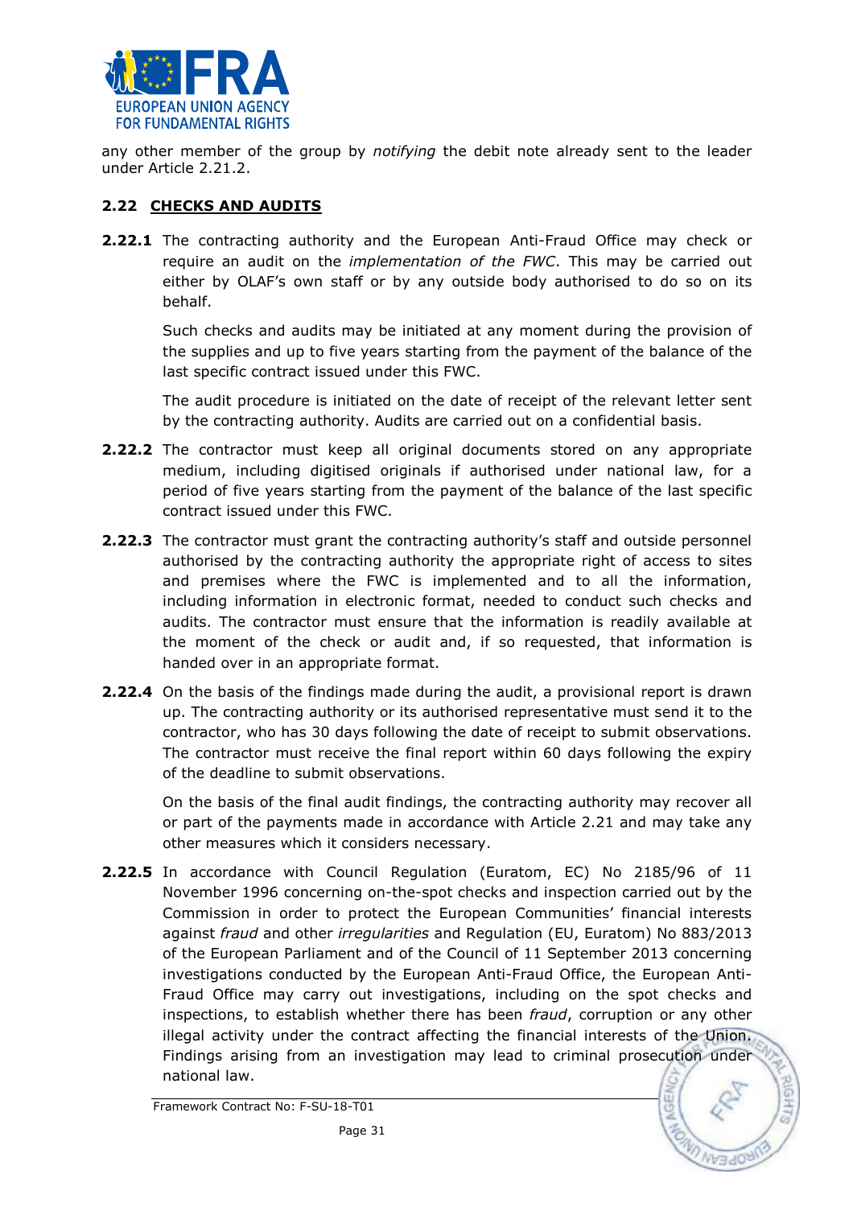any other member of the group by *notifying* the debit note already sent to the leader under Article 2.21.2.

## 2.22 CHECKS AND AUDITS

**2.22.1** The contracting authority and the European Anti-Fraud Office may check or require an audit on the *implementation of the FWC*. This may be carried out either by OLAF's own staff or by any outside body authorised to do so on its behalf.

Such checks and audits may be initiated at any moment during the provision of the supplies and up to five years starting from the payment of the balance of the last specific contract issued under this FWC.

The audit procedure is initiated on the date of receipt of the relevant letter sent by the contracting authority. Audits are carried out on a confidential basis.

**2.22.2** The contractor must keep all original documents stored on any appropriate medium, including digitised originals if authorised under national law, for a period of five years starting from the payment of the balance of the last specific contract issued under this FWC.

**2.22.3** The contractor must grant the contracting authority's staff and outside personnel authorised by the contracting authority the appropriate right of access to sites and premises where the FWC is implemented and to all the information, including information in electronic format, needed to conduct such checks and audits. The contractor must ensure that the information is readily available at the moment of the check or audit and, if so requested, that information is handed over in an appropriate format.

**2.22.4** On the basis of the findings made during the audit, a provisional report is drawn up. The contracting authority or its authorised representative must send it to the contractor, who has 30 days following the date of receipt to submit observations. The contractor must receive the final report within 60 days following the expiry of the deadline to submit observations.

On the basis of the final audit findings, the contracting authority may recover all or part of the payments made in accordance with Article 2.21 and may take any other measures which it considers necessary.

**2.22.5** In accordance with Council Regulation (Euratom, EC) No 2185/96 of 11 November 1996 concerning on-the-spot checks and inspection carried out by the Commission in order to protect the European Communities' financial interests against *fraud* and other *irregularities* and Regulation (EU, Euratom) No 883/2013 of the European Parliament and of the Council of 11 September 2013 concerning investigations conducted by the European Anti-Fraud Office, the European Anti-Fraud Office may carry out investigations, including on the spot checks and inspections, to establish whether there has been *fraud*, corruption or any other illegal activity under the contract affecting the financial interests of the Union. Findings arising from an investigation may lead to criminal prosecution under national law.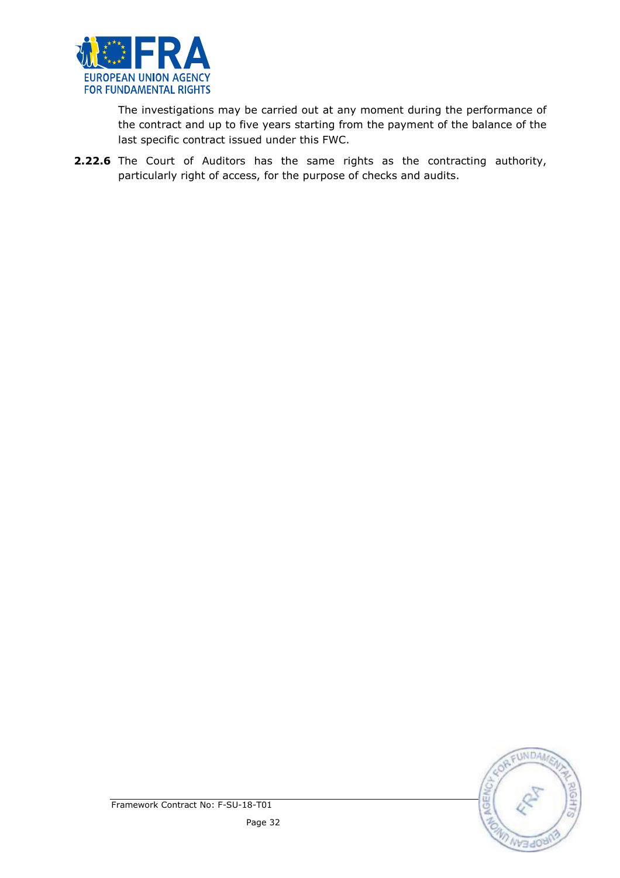The investigations may be carried out at any moment during the performance of the contract and up to five years starting from the payment of the balance of the last specific contract issued under this FWC.

**2.22.6** The Court of Auditors has the same rights as the contracting authority, particularly right of access, for the purpose of checks and audits.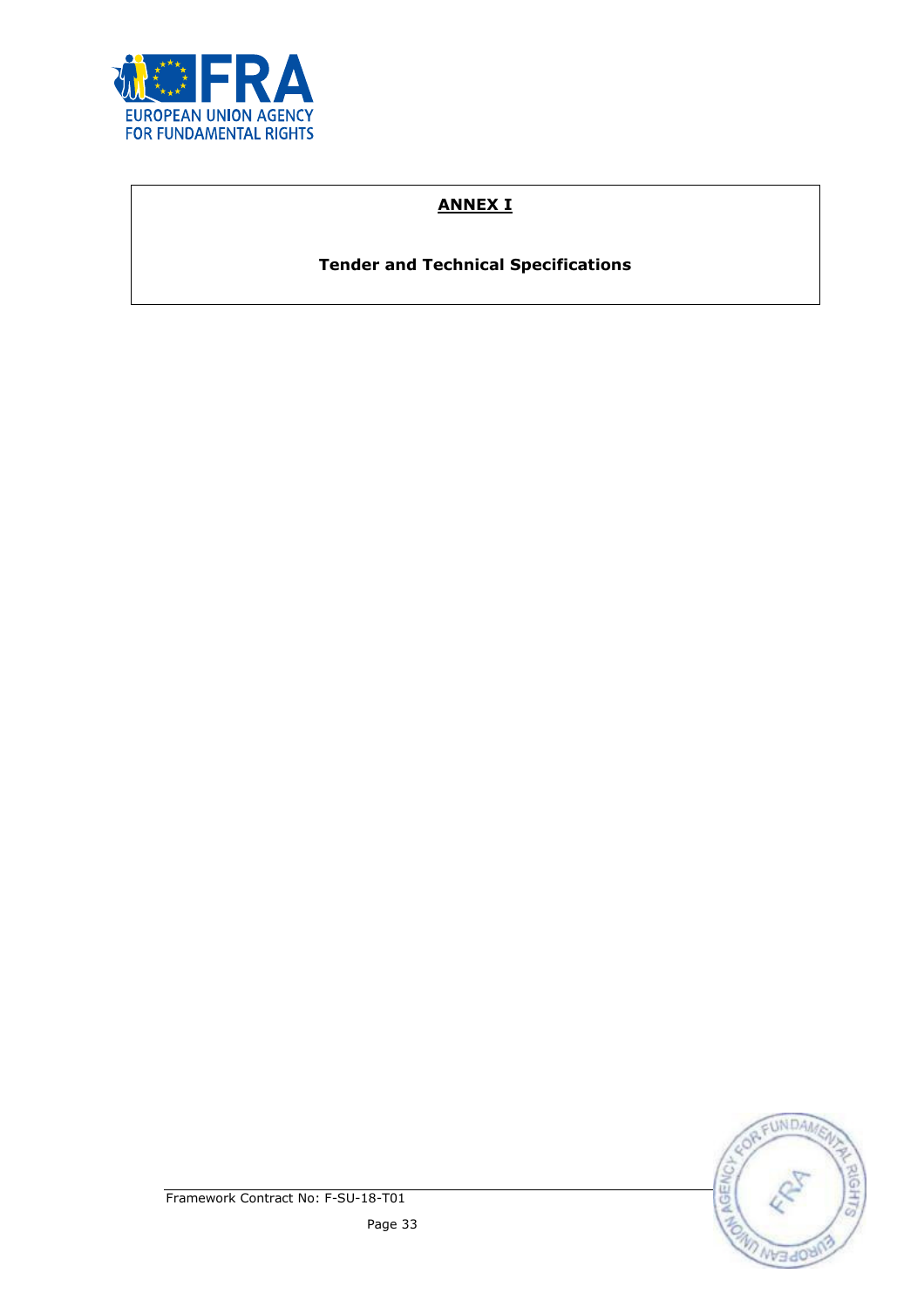**ANNEX I**

**Tender and Technical Specifications**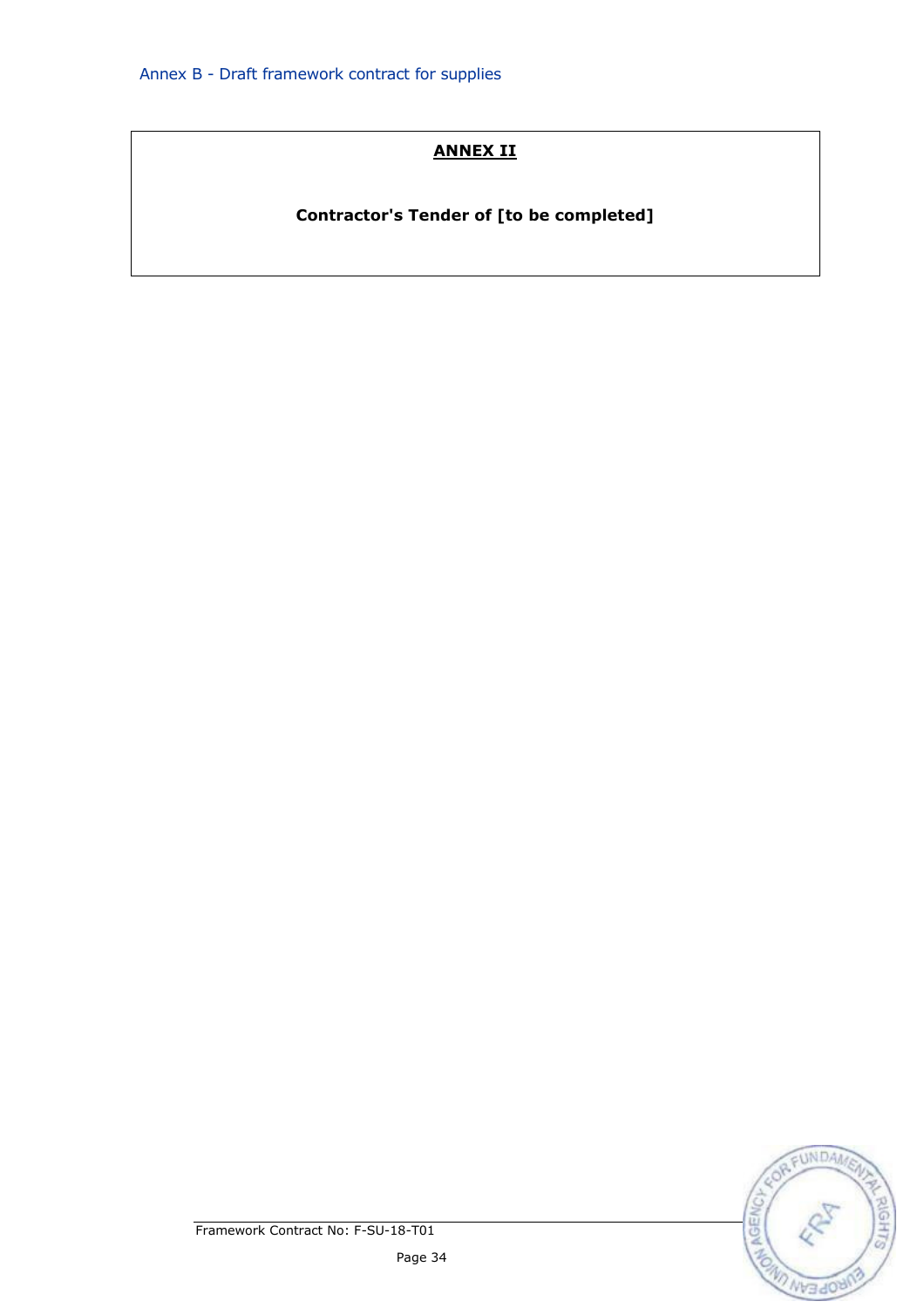# ANNEX II

**Contractor's Tender of [to be completed]**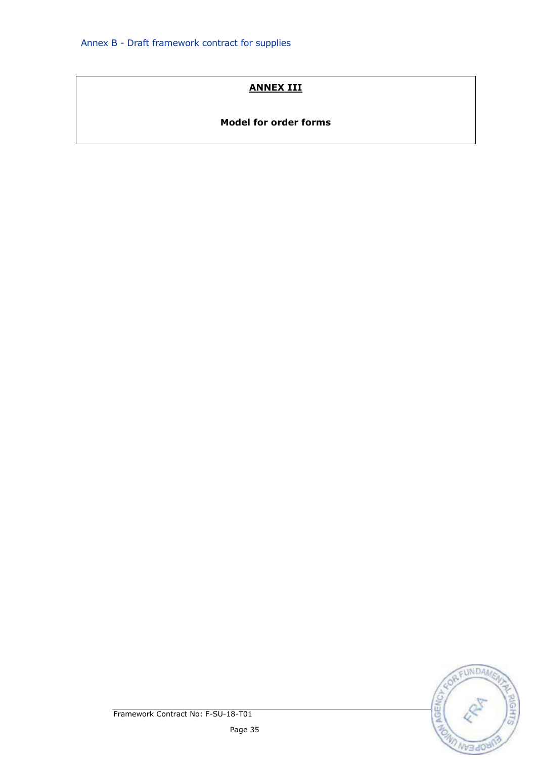**ANNEX III**

**Model for order forms**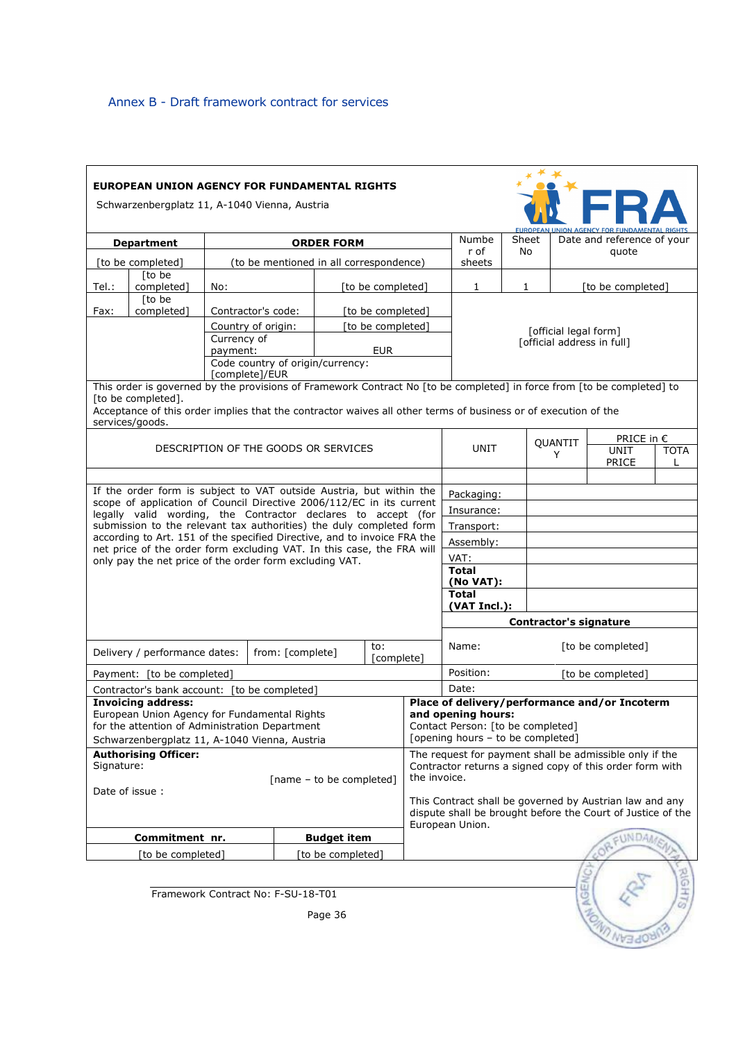Annex B - Draft framework contract for services

**EUROPEAN UNION AGENCY FOR FUNDAMENTAL RIGHTS**

Schwarzenbergplatz 11, A-1040 Vienna, Austria

| **Department** | | **ORDER FORM** | | Number of sheets | Sheet No | Date and reference of your quote |
|---|---|---|---|---|---|---|
| [to be completed] | | (to be mentioned in all correspondence) | | | | |
| Tel.: | [to be completed] | No: | [to be completed] | 1 | 1 | [to be completed] |
| Fax: | [to be completed] | Contractor's code: | [to be completed] | [official legal form] [official address in full] | | |
| | | Country of origin: | [to be completed] | | | |
| | | Currency of payment: | EUR | | | |
| | | Code country of origin/currency: [complete]/EUR | | | | |

This order is governed by the provisions of Framework Contract No [to be completed] in force from [to be completed] to [to be completed].
Acceptance of this order implies that the contractor waives all other terms of business or of execution of the services/goods.

| DESCRIPTION OF THE GOODS OR SERVICES | UNIT | QUANTITY | PRICE in € UNIT PRICE | TOTAL |
|---|---|---|---|---|
| | | | | |
| If the order form is subject to VAT outside Austria, but within the scope of application of Council Directive 2006/112/EC in its current legally valid wording, the Contractor declares to accept (for submission to the relevant tax authorities) the duly completed form according to Art. 151 of the specified Directive, and to invoice FRA the net price of the order form excluding VAT. In this case, the FRA will only pay the net price of the order form excluding VAT. | Packaging: | | | |
| | Insurance: | | | |
| | Transport: | | | |
| | Assembly: | | | |
| | VAT: | | | |
| | **Total (No VAT):** | | | |
| | **Total (VAT Incl.):** | | | |

| Delivery / performance dates: | from: [complete] | to: [complete] | **Contractor's signature** |
|---|---|---|---|
| | | | Name: [to be completed] |
| Payment: [to be completed] | | | Position: [to be completed] |
| Contractor's bank account: [to be completed] | | | Date: |

| **Invoicing address:** European Union Agency for Fundamental Rights for the attention of Administration Department Schwarzenbergplatz 11, A-1040 Vienna, Austria | | **Place of delivery/performance and/or Incoterm and opening hours:** Contact Person: [to be completed] [opening hours – to be completed] |
|---|---|---|
| **Authorising Officer:** Signature: [name – to be completed] Date of issue : | | The request for payment shall be admissible only if the Contractor returns a signed copy of this order form with the invoice. This Contract shall be governed by Austrian law and any dispute shall be brought before the Court of Justice of the European Union. |
| **Commitment nr.** | **Budget item** | |
| [to be completed] | [to be completed] | |

Framework Contract No: F-SU-18-T01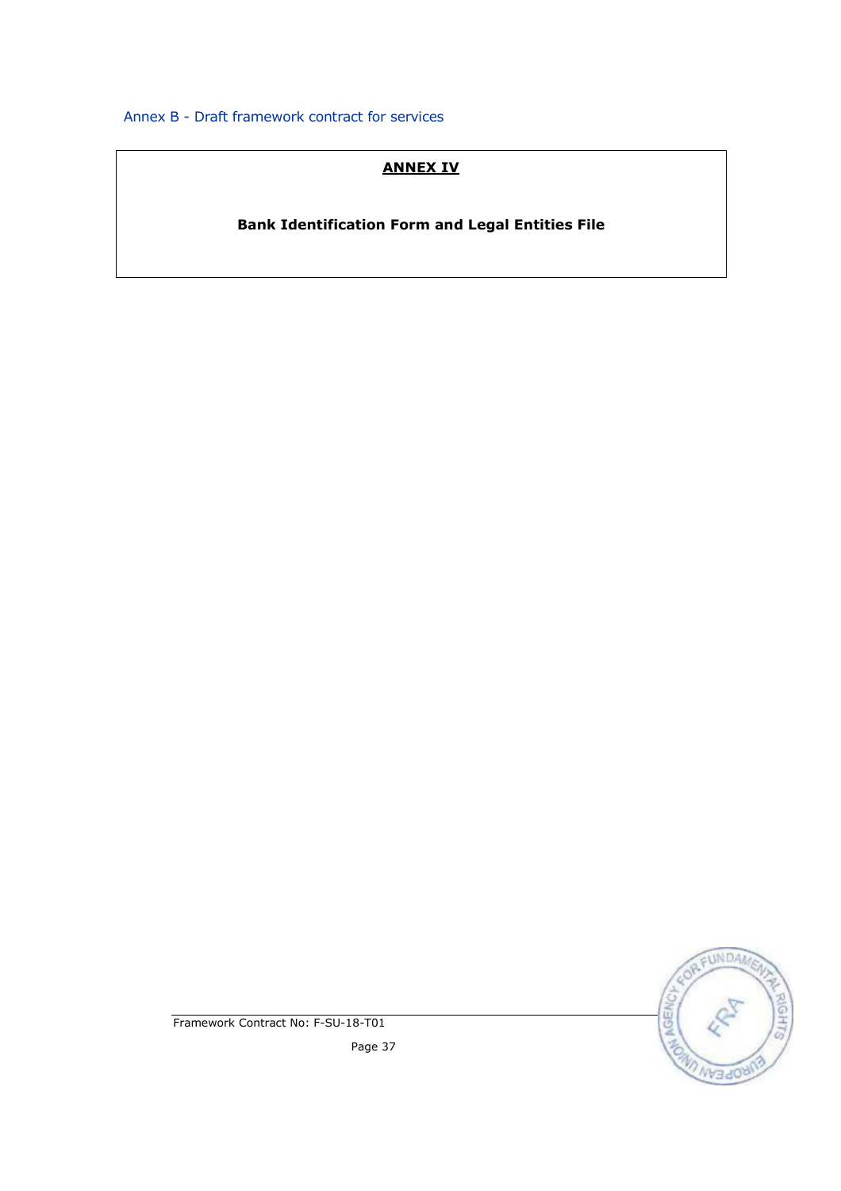# ANNEX IV

**Bank Identification Form and Legal Entities File**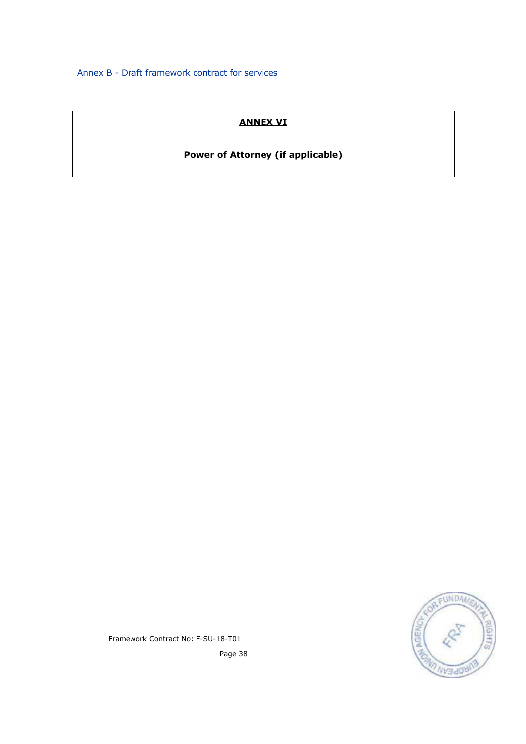## ANNEX VI

**Power of Attorney (if applicable)**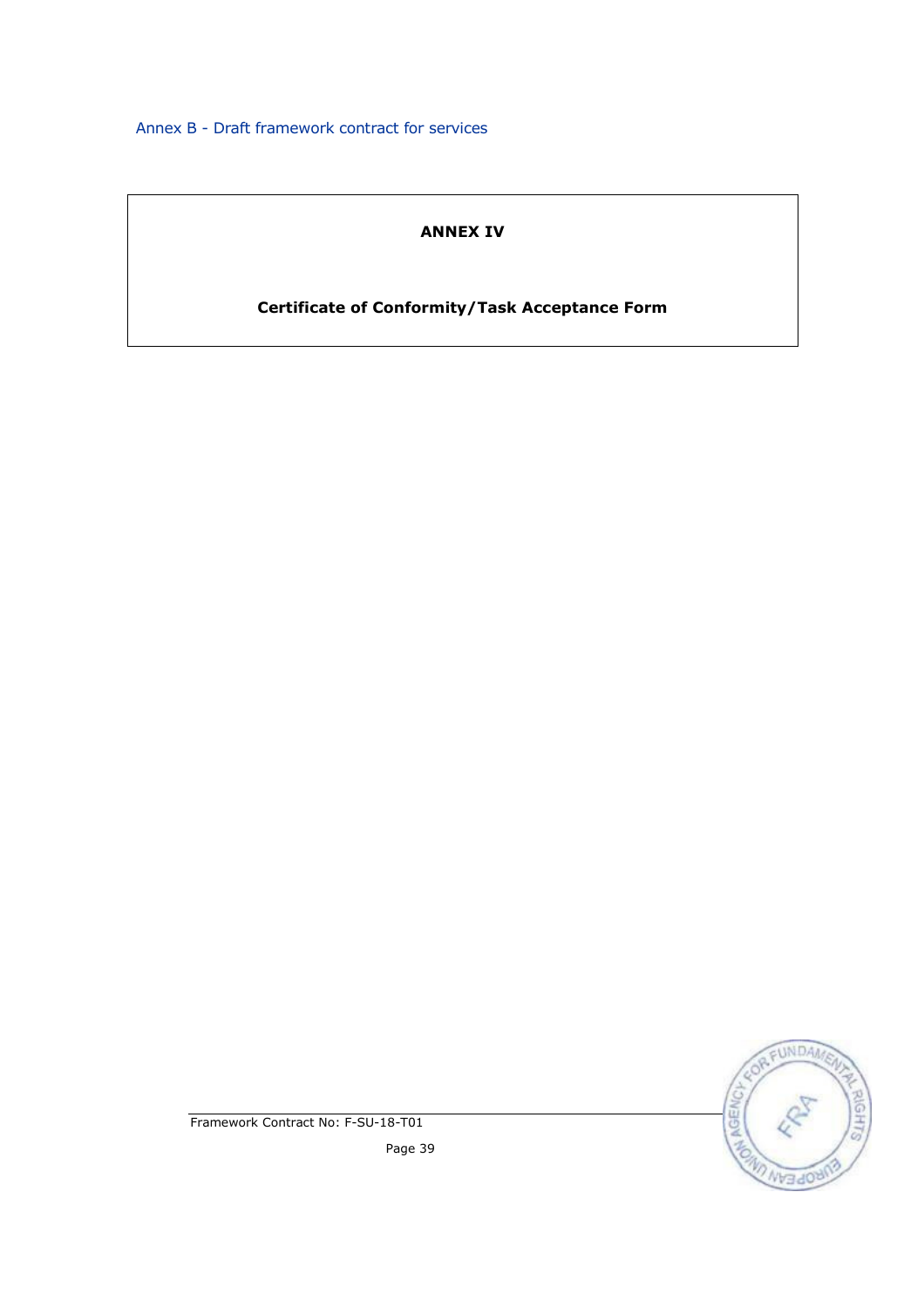# ANNEX IV

## Certificate of Conformity/Task Acceptance Form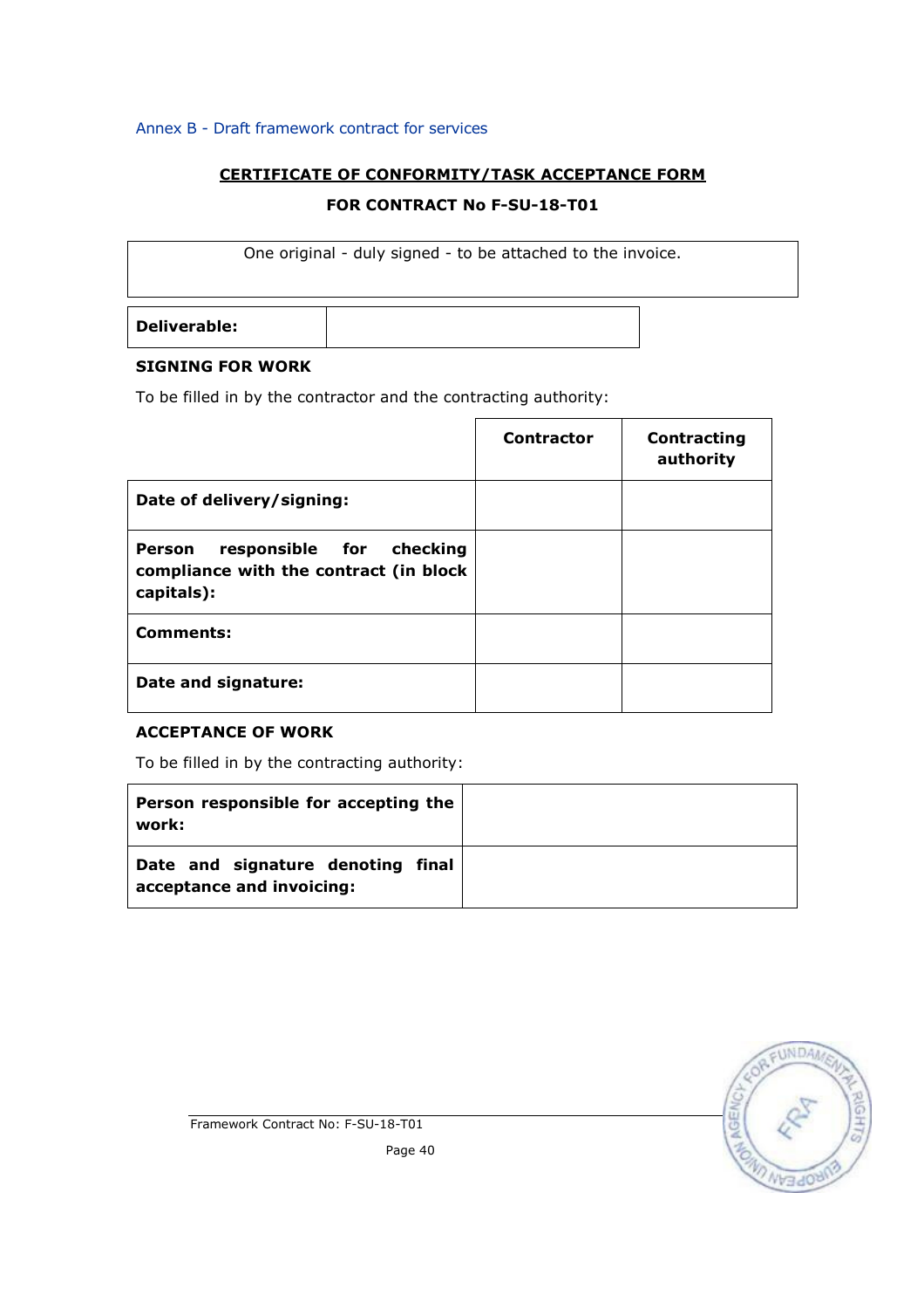Annex B - Draft framework contract for services

**CERTIFICATE OF CONFORMITY/TASK ACCEPTANCE FORM**

**FOR CONTRACT No F-SU-18-T01**

| |
|---|
| One original - duly signed - to be attached to the invoice. |

| | |
|---|---|
| **Deliverable:** | |

**SIGNING FOR WORK**

To be filled in by the contractor and the contracting authority:

| | Contractor | Contracting authority |
|---|---|---|
| **Date of delivery/signing:** | | |
| **Person responsible for checking compliance with the contract (in block capitals):** | | |
| **Comments:** | | |
| **Date and signature:** | | |

**ACCEPTANCE OF WORK**

To be filled in by the contracting authority:

| | |
|---|---|
| **Person responsible for accepting the work:** | |
| **Date and signature denoting final acceptance and invoicing:** | |